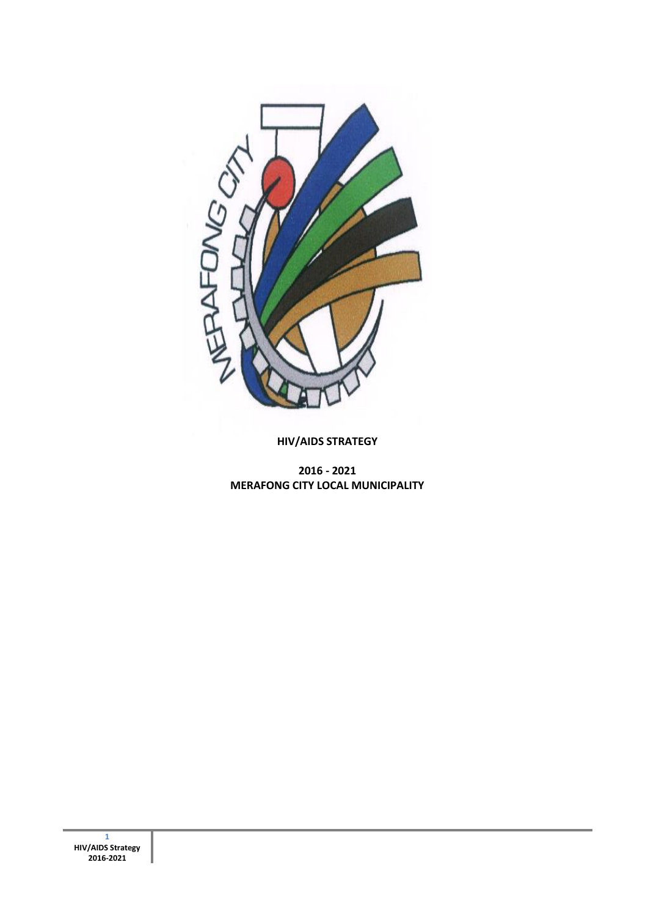# HIV/AIDS STRATEGY

**2016 - 2021**
**MERAFONG CITY LOCAL MUNICIPALITY**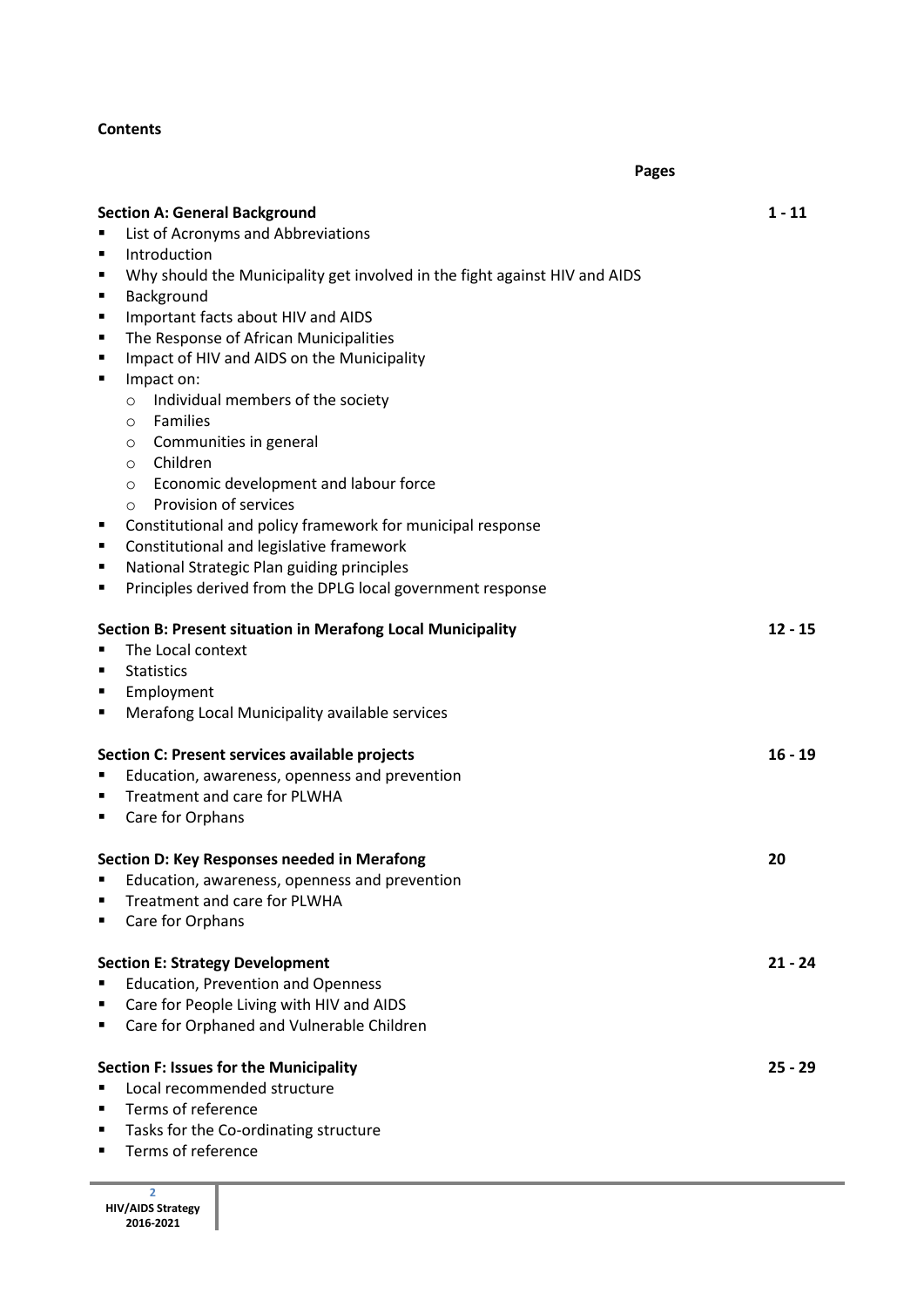**Contents**

| | Pages |
|---|---|
| **Section A: General Background** | **1 - 11** |
| ▪ List of Acronyms and Abbreviations | |
| ▪ Introduction | |
| ▪ Why should the Municipality get involved in the fight against HIV and AIDS | |
| ▪ Background | |
| ▪ Important facts about HIV and AIDS | |
| ▪ The Response of African Municipalities | |
| ▪ Impact of HIV and AIDS on the Municipality | |
| ▪ Impact on: | |
| ○ Individual members of the society | |
| ○ Families | |
| ○ Communities in general | |
| ○ Children | |
| ○ Economic development and labour force | |
| ○ Provision of services | |
| ▪ Constitutional and policy framework for municipal response | |
| ▪ Constitutional and legislative framework | |
| ▪ National Strategic Plan guiding principles | |
| ▪ Principles derived from the DPLG local government response | |
| **Section B: Present situation in Merafong Local Municipality** | **12 - 15** |
| ▪ The Local context | |
| ▪ Statistics | |
| ▪ Employment | |
| ▪ Merafong Local Municipality available services | |
| **Section C: Present services available projects** | **16 - 19** |
| ▪ Education, awareness, openness and prevention | |
| ▪ Treatment and care for PLWHA | |
| ▪ Care for Orphans | |
| **Section D: Key Responses needed in Merafong** | **20** |
| ▪ Education, awareness, openness and prevention | |
| ▪ Treatment and care for PLWHA | |
| ▪ Care for Orphans | |
| **Section E: Strategy Development** | **21 - 24** |
| ▪ Education, Prevention and Openness | |
| ▪ Care for People Living with HIV and AIDS | |
| ▪ Care for Orphaned and Vulnerable Children | |
| **Section F: Issues for the Municipality** | **25 - 29** |
| ▪ Local recommended structure | |
| ▪ Terms of reference | |
| ▪ Tasks for the Co-ordinating structure | |
| ▪ Terms of reference | |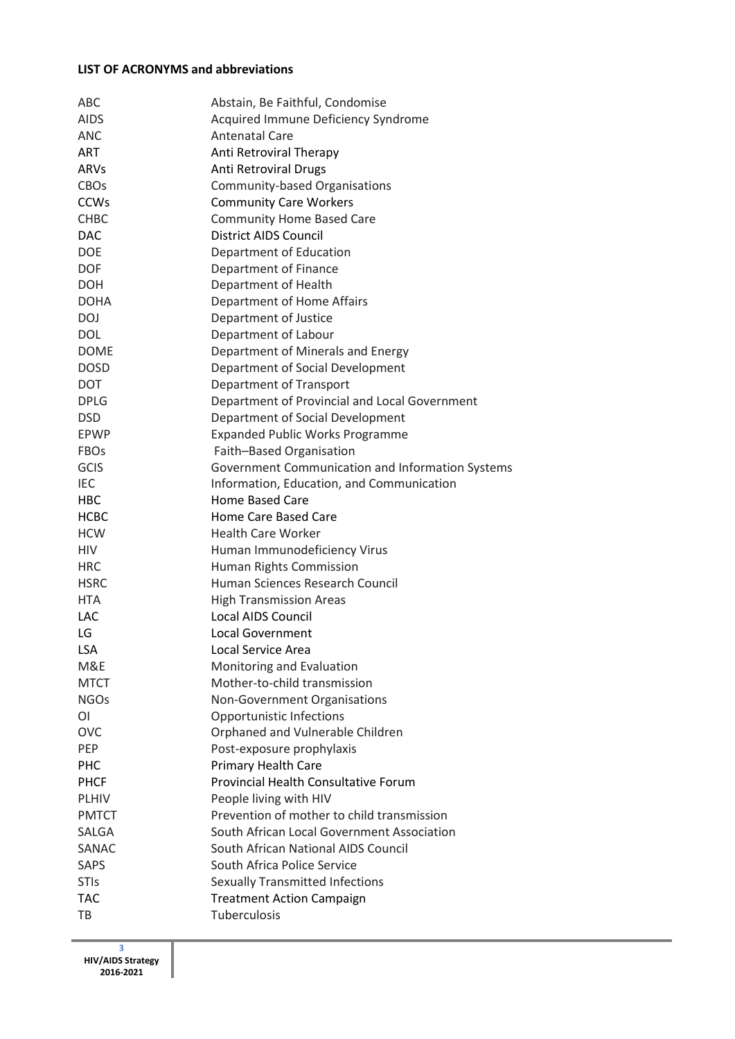**LIST OF ACRONYMS and abbreviations**

| | |
|---|---|
| ABC | Abstain, Be Faithful, Condomise |
| AIDS | Acquired Immune Deficiency Syndrome |
| ANC | Antenatal Care |
| ART | Anti Retroviral Therapy |
| ARVs | Anti Retroviral Drugs |
| CBOs | Community-based Organisations |
| CCWs | Community Care Workers |
| CHBC | Community Home Based Care |
| DAC | District AIDS Council |
| DOE | Department of Education |
| DOF | Department of Finance |
| DOH | Department of Health |
| DOHA | Department of Home Affairs |
| DOJ | Department of Justice |
| DOL | Department of Labour |
| DOME | Department of Minerals and Energy |
| DOSD | Department of Social Development |
| DOT | Department of Transport |
| DPLG | Department of Provincial and Local Government |
| DSD | Department of Social Development |
| EPWP | Expanded Public Works Programme |
| FBOs | Faith–Based Organisation |
| GCIS | Government Communication and Information Systems |
| IEC | Information, Education, and Communication |
| HBC | Home Based Care |
| HCBC | Home Care Based Care |
| HCW | Health Care Worker |
| HIV | Human Immunodeficiency Virus |
| HRC | Human Rights Commission |
| HSRC | Human Sciences Research Council |
| HTA | High Transmission Areas |
| LAC | Local AIDS Council |
| LG | Local Government |
| LSA | Local Service Area |
| M&E | Monitoring and Evaluation |
| MTCT | Mother-to-child transmission |
| NGOs | Non-Government Organisations |
| OI | Opportunistic Infections |
| OVC | Orphaned and Vulnerable Children |
| PEP | Post-exposure prophylaxis |
| PHC | Primary Health Care |
| PHCF | Provincial Health Consultative Forum |
| PLHIV | People living with HIV |
| PMTCT | Prevention of mother to child transmission |
| SALGA | South African Local Government Association |
| SANAC | South African National AIDS Council |
| SAPS | South Africa Police Service |
| STIs | Sexually Transmitted Infections |
| TAC | Treatment Action Campaign |
| TB | Tuberculosis |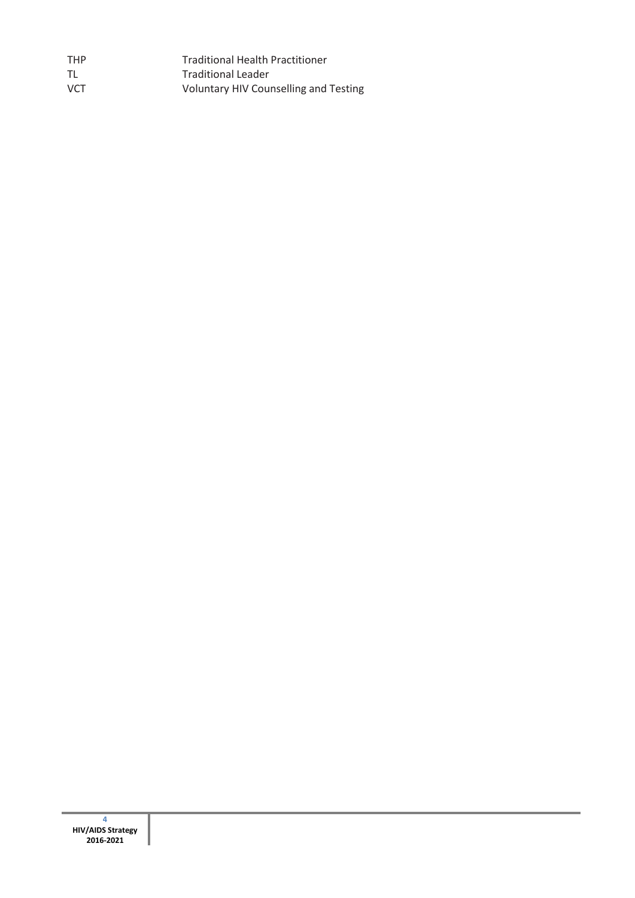| | |
|---|---|
| THP | Traditional Health Practitioner |
| TL | Traditional Leader |
| VCT | Voluntary HIV Counselling and Testing |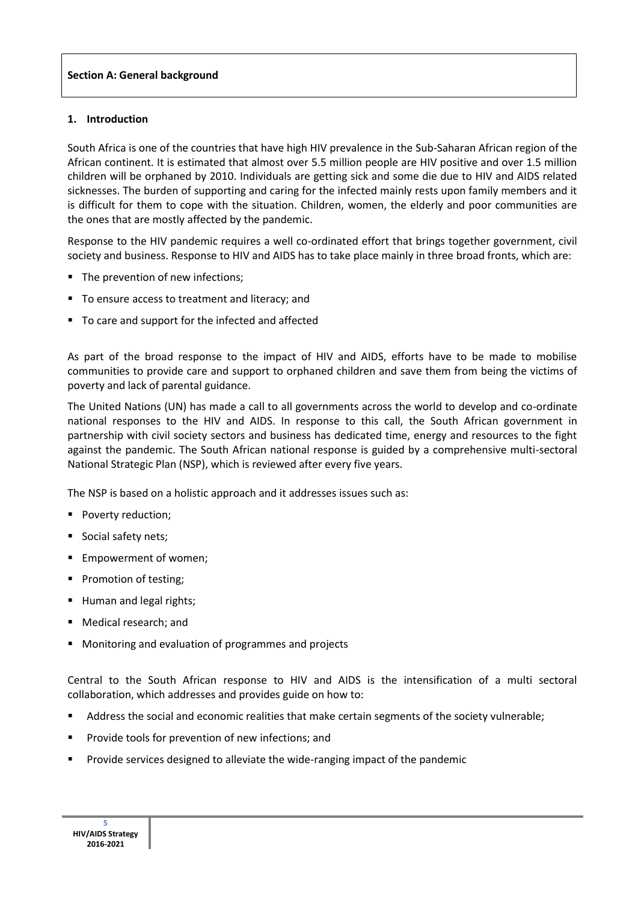**Section A: General background**

## 1. Introduction

South Africa is one of the countries that have high HIV prevalence in the Sub-Saharan African region of the African continent. It is estimated that almost over 5.5 million people are HIV positive and over 1.5 million children will be orphaned by 2010. Individuals are getting sick and some die due to HIV and AIDS related sicknesses. The burden of supporting and caring for the infected mainly rests upon family members and it is difficult for them to cope with the situation. Children, women, the elderly and poor communities are the ones that are mostly affected by the pandemic.

Response to the HIV pandemic requires a well co-ordinated effort that brings together government, civil society and business. Response to HIV and AIDS has to take place mainly in three broad fronts, which are:

- The prevention of new infections;
- To ensure access to treatment and literacy; and
- To care and support for the infected and affected

As part of the broad response to the impact of HIV and AIDS, efforts have to be made to mobilise communities to provide care and support to orphaned children and save them from being the victims of poverty and lack of parental guidance.

The United Nations (UN) has made a call to all governments across the world to develop and co-ordinate national responses to the HIV and AIDS. In response to this call, the South African government in partnership with civil society sectors and business has dedicated time, energy and resources to the fight against the pandemic. The South African national response is guided by a comprehensive multi-sectoral National Strategic Plan (NSP), which is reviewed after every five years.

The NSP is based on a holistic approach and it addresses issues such as:

- Poverty reduction;
- Social safety nets;
- Empowerment of women;
- Promotion of testing;
- Human and legal rights;
- Medical research; and
- Monitoring and evaluation of programmes and projects

Central to the South African response to HIV and AIDS is the intensification of a multi sectoral collaboration, which addresses and provides guide on how to:

- Address the social and economic realities that make certain segments of the society vulnerable;
- Provide tools for prevention of new infections; and
- Provide services designed to alleviate the wide-ranging impact of the pandemic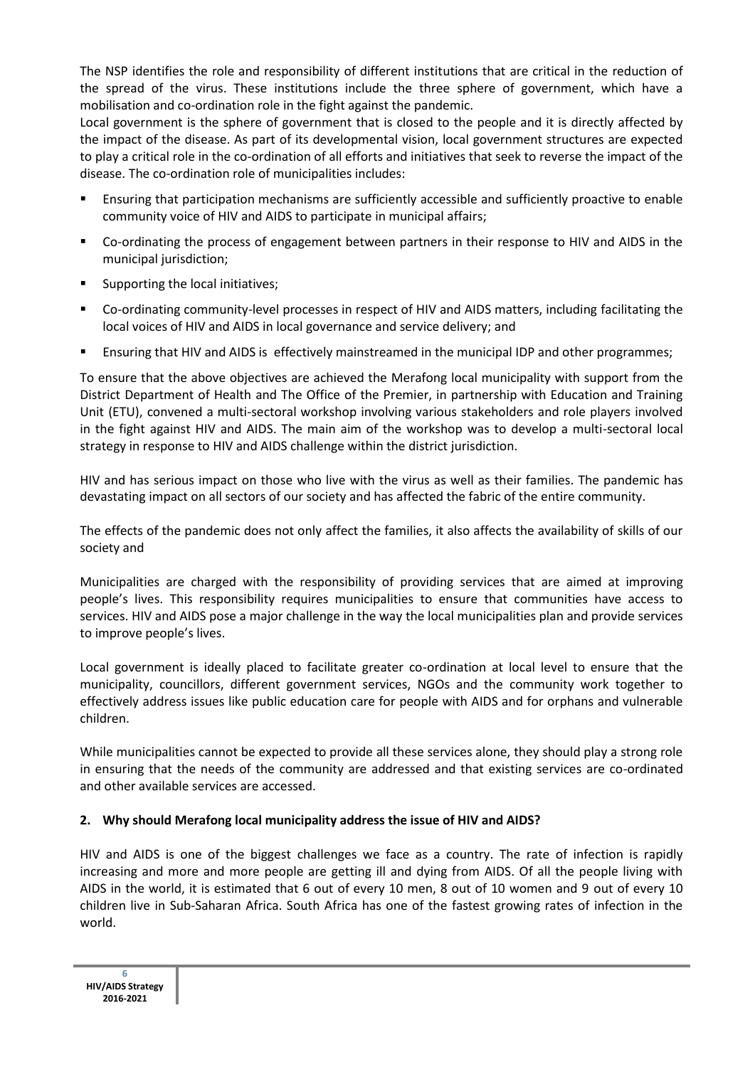The NSP identifies the role and responsibility of different institutions that are critical in the reduction of the spread of the virus. These institutions include the three sphere of government, which have a mobilisation and co-ordination role in the fight against the pandemic.

Local government is the sphere of government that is closed to the people and it is directly affected by the impact of the disease. As part of its developmental vision, local government structures are expected to play a critical role in the co-ordination of all efforts and initiatives that seek to reverse the impact of the disease. The co-ordination role of municipalities includes:

- Ensuring that participation mechanisms are sufficiently accessible and sufficiently proactive to enable community voice of HIV and AIDS to participate in municipal affairs;
- Co-ordinating the process of engagement between partners in their response to HIV and AIDS in the municipal jurisdiction;
- Supporting the local initiatives;
- Co-ordinating community-level processes in respect of HIV and AIDS matters, including facilitating the local voices of HIV and AIDS in local governance and service delivery; and
- Ensuring that HIV and AIDS is effectively mainstreamed in the municipal IDP and other programmes;

To ensure that the above objectives are achieved the Merafong local municipality with support from the District Department of Health and The Office of the Premier, in partnership with Education and Training Unit (ETU), convened a multi-sectoral workshop involving various stakeholders and role players involved in the fight against HIV and AIDS. The main aim of the workshop was to develop a multi-sectoral local strategy in response to HIV and AIDS challenge within the district jurisdiction.

HIV and has serious impact on those who live with the virus as well as their families. The pandemic has devastating impact on all sectors of our society and has affected the fabric of the entire community.

The effects of the pandemic does not only affect the families, it also affects the availability of skills of our society and

Municipalities are charged with the responsibility of providing services that are aimed at improving people's lives. This responsibility requires municipalities to ensure that communities have access to services. HIV and AIDS pose a major challenge in the way the local municipalities plan and provide services to improve people's lives.

Local government is ideally placed to facilitate greater co-ordination at local level to ensure that the municipality, councillors, different government services, NGOs and the community work together to effectively address issues like public education care for people with AIDS and for orphans and vulnerable children.

While municipalities cannot be expected to provide all these services alone, they should play a strong role in ensuring that the needs of the community are addressed and that existing services are co-ordinated and other available services are accessed.

## 2. Why should Merafong local municipality address the issue of HIV and AIDS?

HIV and AIDS is one of the biggest challenges we face as a country. The rate of infection is rapidly increasing and more and more people are getting ill and dying from AIDS. Of all the people living with AIDS in the world, it is estimated that 6 out of every 10 men, 8 out of 10 women and 9 out of every 10 children live in Sub-Saharan Africa. South Africa has one of the fastest growing rates of infection in the world.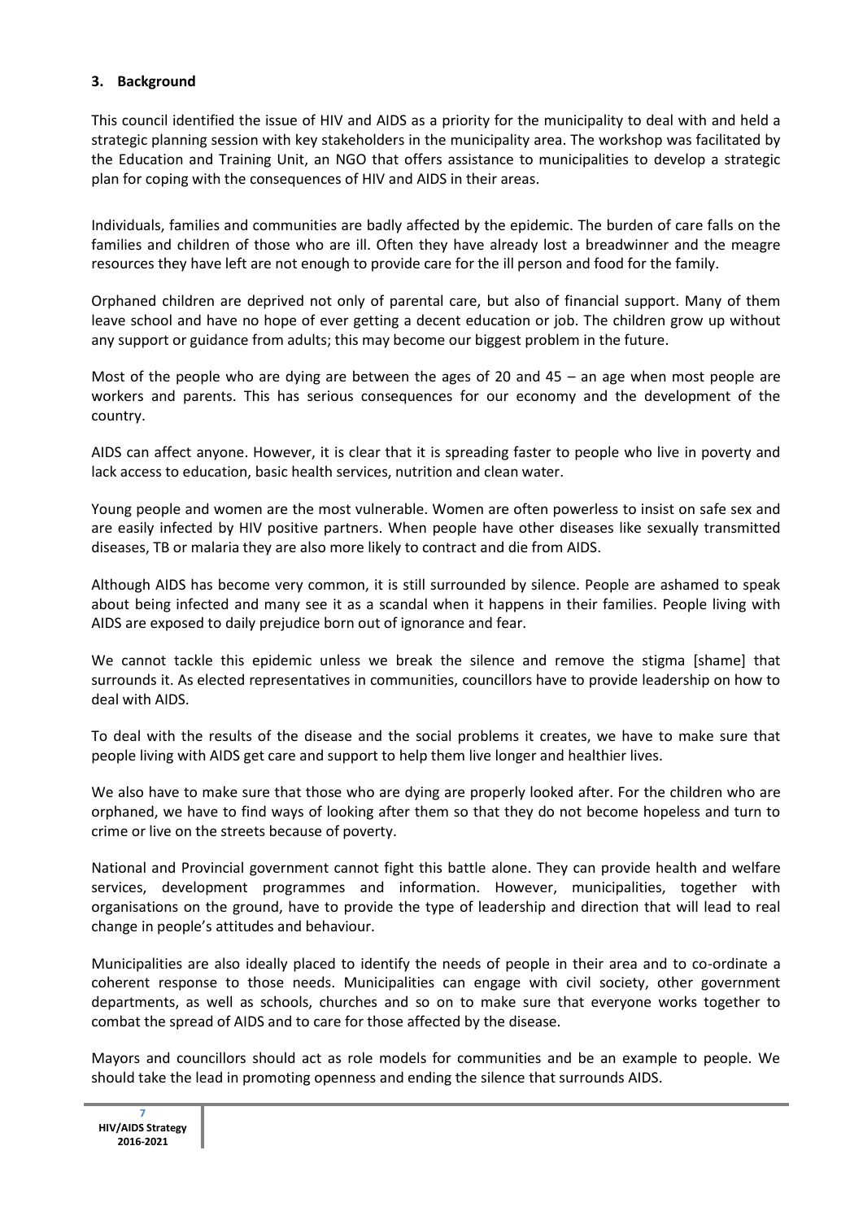## 3. Background

This council identified the issue of HIV and AIDS as a priority for the municipality to deal with and held a strategic planning session with key stakeholders in the municipality area. The workshop was facilitated by the Education and Training Unit, an NGO that offers assistance to municipalities to develop a strategic plan for coping with the consequences of HIV and AIDS in their areas.

Individuals, families and communities are badly affected by the epidemic. The burden of care falls on the families and children of those who are ill. Often they have already lost a breadwinner and the meagre resources they have left are not enough to provide care for the ill person and food for the family.

Orphaned children are deprived not only of parental care, but also of financial support. Many of them leave school and have no hope of ever getting a decent education or job. The children grow up without any support or guidance from adults; this may become our biggest problem in the future.

Most of the people who are dying are between the ages of 20 and 45 – an age when most people are workers and parents. This has serious consequences for our economy and the development of the country.

AIDS can affect anyone. However, it is clear that it is spreading faster to people who live in poverty and lack access to education, basic health services, nutrition and clean water.

Young people and women are the most vulnerable. Women are often powerless to insist on safe sex and are easily infected by HIV positive partners. When people have other diseases like sexually transmitted diseases, TB or malaria they are also more likely to contract and die from AIDS.

Although AIDS has become very common, it is still surrounded by silence. People are ashamed to speak about being infected and many see it as a scandal when it happens in their families. People living with AIDS are exposed to daily prejudice born out of ignorance and fear.

We cannot tackle this epidemic unless we break the silence and remove the stigma [shame] that surrounds it. As elected representatives in communities, councillors have to provide leadership on how to deal with AIDS.

To deal with the results of the disease and the social problems it creates, we have to make sure that people living with AIDS get care and support to help them live longer and healthier lives.

We also have to make sure that those who are dying are properly looked after. For the children who are orphaned, we have to find ways of looking after them so that they do not become hopeless and turn to crime or live on the streets because of poverty.

National and Provincial government cannot fight this battle alone. They can provide health and welfare services, development programmes and information. However, municipalities, together with organisations on the ground, have to provide the type of leadership and direction that will lead to real change in people's attitudes and behaviour.

Municipalities are also ideally placed to identify the needs of people in their area and to co-ordinate a coherent response to those needs. Municipalities can engage with civil society, other government departments, as well as schools, churches and so on to make sure that everyone works together to combat the spread of AIDS and to care for those affected by the disease.

Mayors and councillors should act as role models for communities and be an example to people. We should take the lead in promoting openness and ending the silence that surrounds AIDS.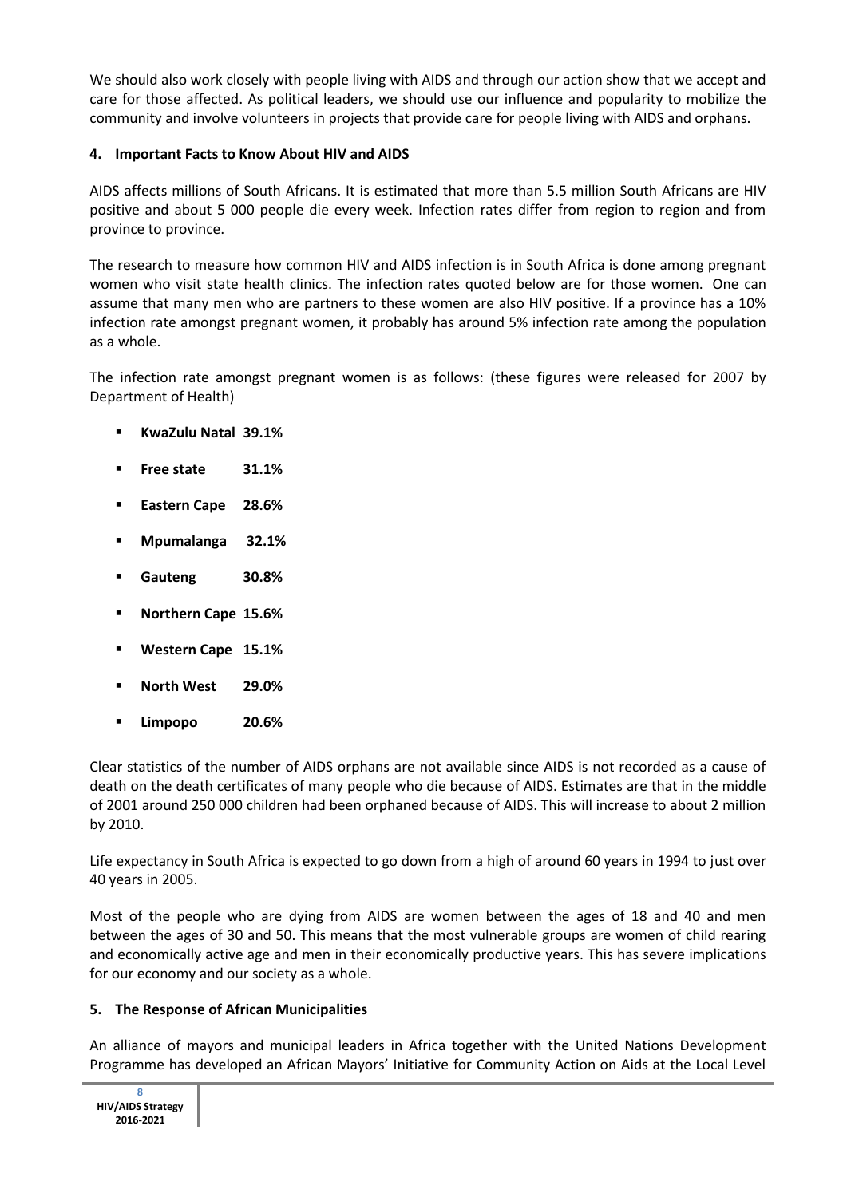We should also work closely with people living with AIDS and through our action show that we accept and care for those affected. As political leaders, we should use our influence and popularity to mobilize the community and involve volunteers in projects that provide care for people living with AIDS and orphans.

## 4. Important Facts to Know About HIV and AIDS

AIDS affects millions of South Africans. It is estimated that more than 5.5 million South Africans are HIV positive and about 5 000 people die every week. Infection rates differ from region to region and from province to province.

The research to measure how common HIV and AIDS infection is in South Africa is done among pregnant women who visit state health clinics. The infection rates quoted below are for those women. One can assume that many men who are partners to these women are also HIV positive. If a province has a 10% infection rate amongst pregnant women, it probably has around 5% infection rate among the population as a whole.

The infection rate amongst pregnant women is as follows: (these figures were released for 2007 by Department of Health)

- **KwaZulu Natal 39.1%**
- **Free state 31.1%**
- **Eastern Cape 28.6%**
- **Mpumalanga 32.1%**
- **Gauteng 30.8%**
- **Northern Cape 15.6%**
- **Western Cape 15.1%**
- **North West 29.0%**
- **Limpopo 20.6%**

Clear statistics of the number of AIDS orphans are not available since AIDS is not recorded as a cause of death on the death certificates of many people who die because of AIDS. Estimates are that in the middle of 2001 around 250 000 children had been orphaned because of AIDS. This will increase to about 2 million by 2010.

Life expectancy in South Africa is expected to go down from a high of around 60 years in 1994 to just over 40 years in 2005.

Most of the people who are dying from AIDS are women between the ages of 18 and 40 and men between the ages of 30 and 50. This means that the most vulnerable groups are women of child rearing and economically active age and men in their economically productive years. This has severe implications for our economy and our society as a whole.

## 5. The Response of African Municipalities

An alliance of mayors and municipal leaders in Africa together with the United Nations Development Programme has developed an African Mayors' Initiative for Community Action on Aids at the Local Level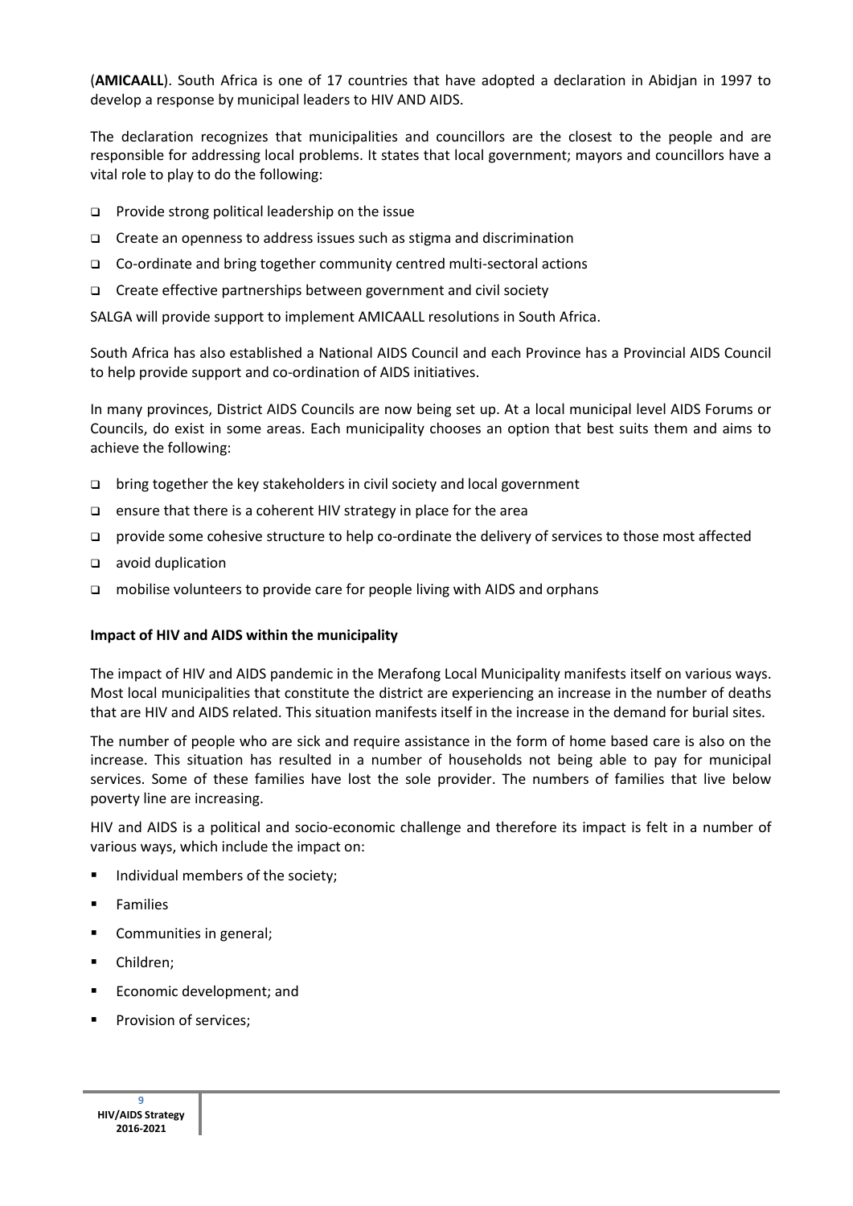(**AMICAALL**). South Africa is one of 17 countries that have adopted a declaration in Abidjan in 1997 to develop a response by municipal leaders to HIV AND AIDS.

The declaration recognizes that municipalities and councillors are the closest to the people and are responsible for addressing local problems. It states that local government; mayors and councillors have a vital role to play to do the following:

- Provide strong political leadership on the issue
- Create an openness to address issues such as stigma and discrimination
- Co-ordinate and bring together community centred multi-sectoral actions
- Create effective partnerships between government and civil society

SALGA will provide support to implement AMICAALL resolutions in South Africa.

South Africa has also established a National AIDS Council and each Province has a Provincial AIDS Council to help provide support and co-ordination of AIDS initiatives.

In many provinces, District AIDS Councils are now being set up. At a local municipal level AIDS Forums or Councils, do exist in some areas. Each municipality chooses an option that best suits them and aims to achieve the following:

- bring together the key stakeholders in civil society and local government
- ensure that there is a coherent HIV strategy in place for the area
- provide some cohesive structure to help co-ordinate the delivery of services to those most affected
- avoid duplication
- mobilise volunteers to provide care for people living with AIDS and orphans

**Impact of HIV and AIDS within the municipality**

The impact of HIV and AIDS pandemic in the Merafong Local Municipality manifests itself on various ways. Most local municipalities that constitute the district are experiencing an increase in the number of deaths that are HIV and AIDS related. This situation manifests itself in the increase in the demand for burial sites.

The number of people who are sick and require assistance in the form of home based care is also on the increase. This situation has resulted in a number of households not being able to pay for municipal services. Some of these families have lost the sole provider. The numbers of families that live below poverty line are increasing.

HIV and AIDS is a political and socio-economic challenge and therefore its impact is felt in a number of various ways, which include the impact on:

- Individual members of the society;
- Families
- Communities in general;
- Children;
- Economic development; and
- Provision of services;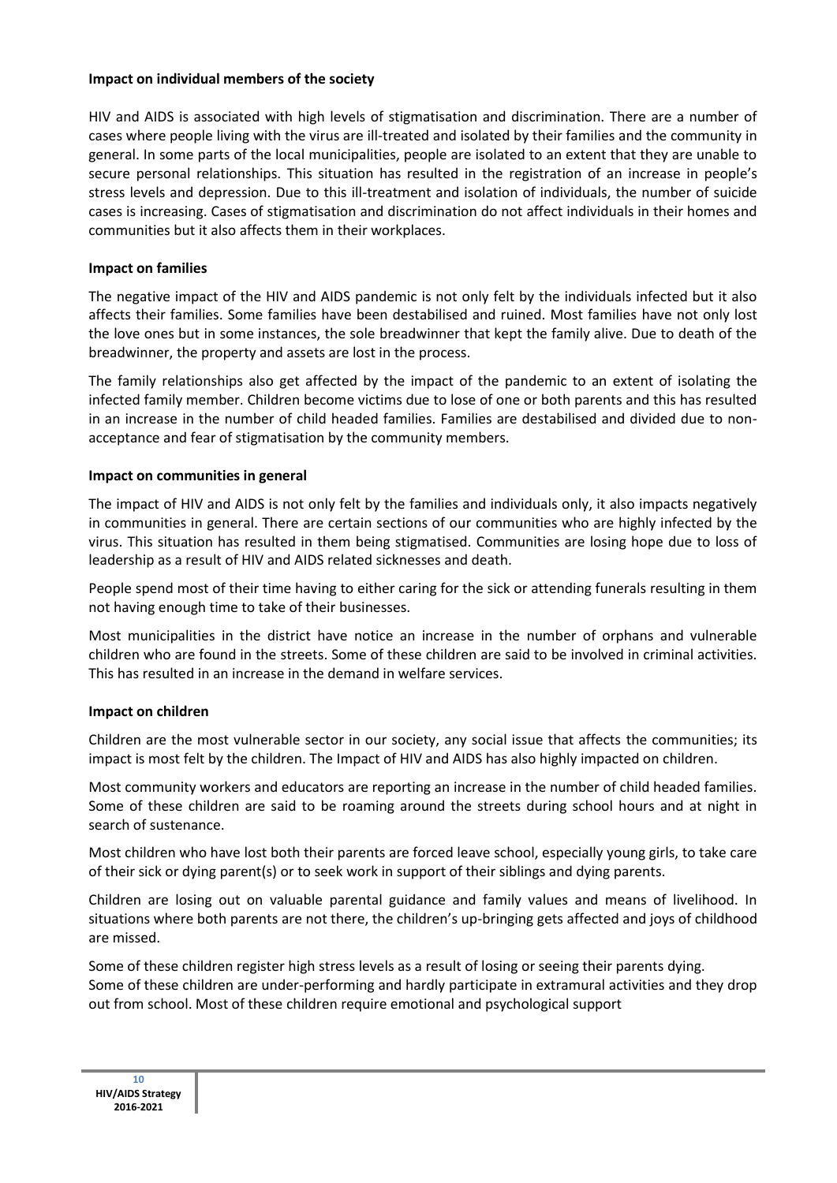**Impact on individual members of the society**

HIV and AIDS is associated with high levels of stigmatisation and discrimination. There are a number of cases where people living with the virus are ill-treated and isolated by their families and the community in general. In some parts of the local municipalities, people are isolated to an extent that they are unable to secure personal relationships. This situation has resulted in the registration of an increase in people's stress levels and depression. Due to this ill-treatment and isolation of individuals, the number of suicide cases is increasing. Cases of stigmatisation and discrimination do not affect individuals in their homes and communities but it also affects them in their workplaces.

**Impact on families**

The negative impact of the HIV and AIDS pandemic is not only felt by the individuals infected but it also affects their families. Some families have been destabilised and ruined. Most families have not only lost the love ones but in some instances, the sole breadwinner that kept the family alive. Due to death of the breadwinner, the property and assets are lost in the process.

The family relationships also get affected by the impact of the pandemic to an extent of isolating the infected family member. Children become victims due to lose of one or both parents and this has resulted in an increase in the number of child headed families. Families are destabilised and divided due to non-acceptance and fear of stigmatisation by the community members.

**Impact on communities in general**

The impact of HIV and AIDS is not only felt by the families and individuals only, it also impacts negatively in communities in general. There are certain sections of our communities who are highly infected by the virus. This situation has resulted in them being stigmatised. Communities are losing hope due to loss of leadership as a result of HIV and AIDS related sicknesses and death.

People spend most of their time having to either caring for the sick or attending funerals resulting in them not having enough time to take of their businesses.

Most municipalities in the district have notice an increase in the number of orphans and vulnerable children who are found in the streets. Some of these children are said to be involved in criminal activities. This has resulted in an increase in the demand in welfare services.

**Impact on children**

Children are the most vulnerable sector in our society, any social issue that affects the communities; its impact is most felt by the children. The Impact of HIV and AIDS has also highly impacted on children.

Most community workers and educators are reporting an increase in the number of child headed families. Some of these children are said to be roaming around the streets during school hours and at night in search of sustenance.

Most children who have lost both their parents are forced leave school, especially young girls, to take care of their sick or dying parent(s) or to seek work in support of their siblings and dying parents.

Children are losing out on valuable parental guidance and family values and means of livelihood. In situations where both parents are not there, the children's up-bringing gets affected and joys of childhood are missed.

Some of these children register high stress levels as a result of losing or seeing their parents dying. Some of these children are under-performing and hardly participate in extramural activities and they drop out from school. Most of these children require emotional and psychological support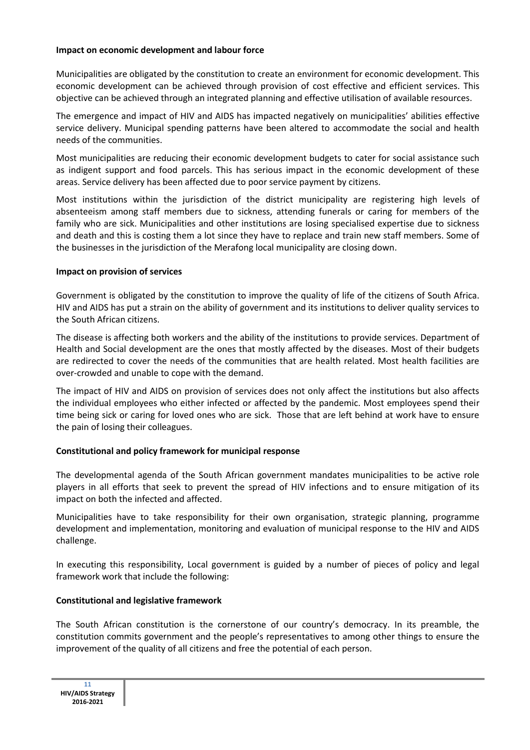**Impact on economic development and labour force**

Municipalities are obligated by the constitution to create an environment for economic development. This economic development can be achieved through provision of cost effective and efficient services. This objective can be achieved through an integrated planning and effective utilisation of available resources.

The emergence and impact of HIV and AIDS has impacted negatively on municipalities' abilities effective service delivery. Municipal spending patterns have been altered to accommodate the social and health needs of the communities.

Most municipalities are reducing their economic development budgets to cater for social assistance such as indigent support and food parcels. This has serious impact in the economic development of these areas. Service delivery has been affected due to poor service payment by citizens.

Most institutions within the jurisdiction of the district municipality are registering high levels of absenteeism among staff members due to sickness, attending funerals or caring for members of the family who are sick. Municipalities and other institutions are losing specialised expertise due to sickness and death and this is costing them a lot since they have to replace and train new staff members. Some of the businesses in the jurisdiction of the Merafong local municipality are closing down.

**Impact on provision of services**

Government is obligated by the constitution to improve the quality of life of the citizens of South Africa. HIV and AIDS has put a strain on the ability of government and its institutions to deliver quality services to the South African citizens.

The disease is affecting both workers and the ability of the institutions to provide services. Department of Health and Social development are the ones that mostly affected by the diseases. Most of their budgets are redirected to cover the needs of the communities that are health related. Most health facilities are over-crowded and unable to cope with the demand.

The impact of HIV and AIDS on provision of services does not only affect the institutions but also affects the individual employees who either infected or affected by the pandemic. Most employees spend their time being sick or caring for loved ones who are sick. Those that are left behind at work have to ensure the pain of losing their colleagues.

**Constitutional and policy framework for municipal response**

The developmental agenda of the South African government mandates municipalities to be active role players in all efforts that seek to prevent the spread of HIV infections and to ensure mitigation of its impact on both the infected and affected.

Municipalities have to take responsibility for their own organisation, strategic planning, programme development and implementation, monitoring and evaluation of municipal response to the HIV and AIDS challenge.

In executing this responsibility, Local government is guided by a number of pieces of policy and legal framework work that include the following:

**Constitutional and legislative framework**

The South African constitution is the cornerstone of our country's democracy. In its preamble, the constitution commits government and the people's representatives to among other things to ensure the improvement of the quality of all citizens and free the potential of each person.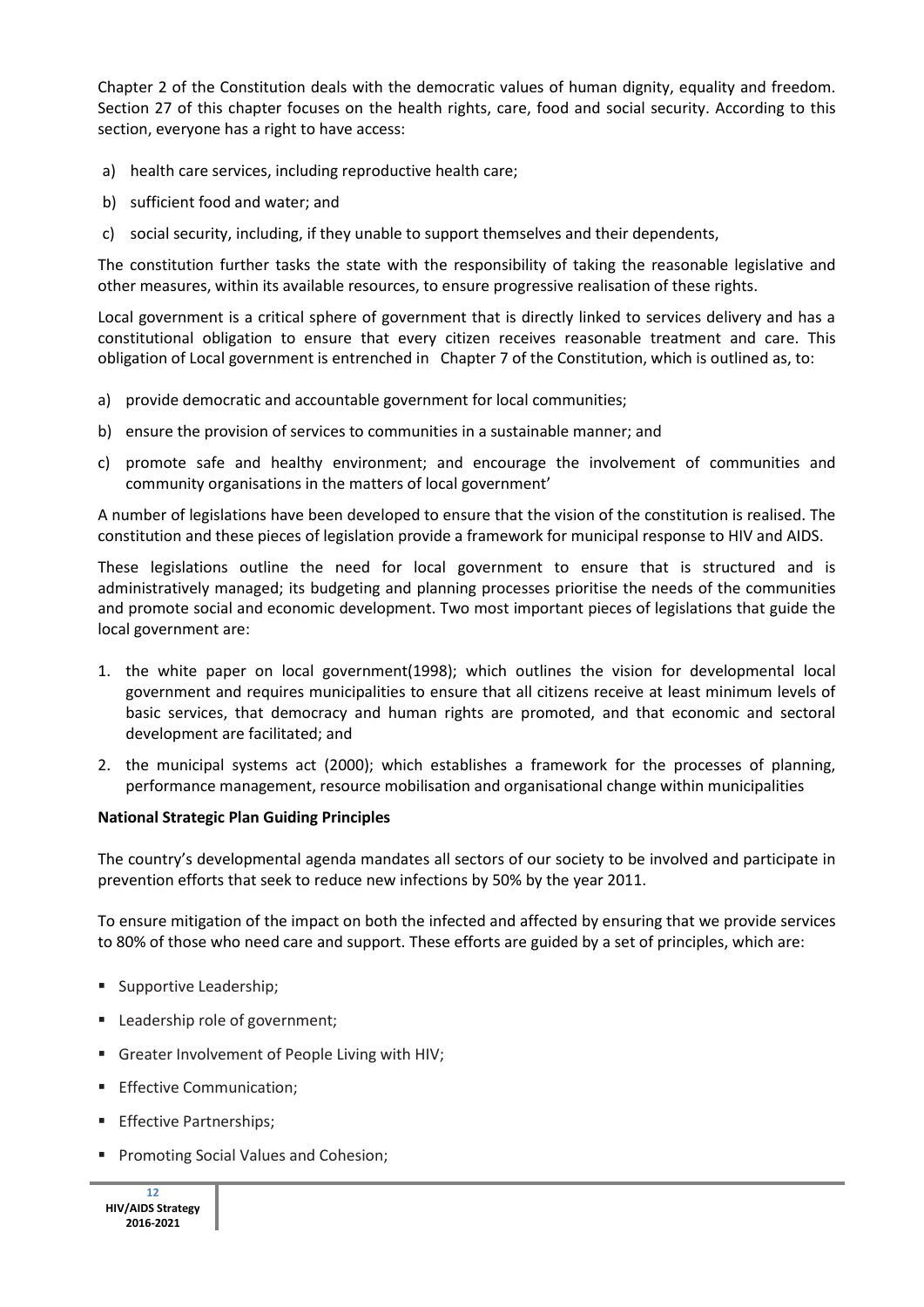Chapter 2 of the Constitution deals with the democratic values of human dignity, equality and freedom. Section 27 of this chapter focuses on the health rights, care, food and social security. According to this section, everyone has a right to have access:

a) health care services, including reproductive health care;

b) sufficient food and water; and

c) social security, including, if they unable to support themselves and their dependents,

The constitution further tasks the state with the responsibility of taking the reasonable legislative and other measures, within its available resources, to ensure progressive realisation of these rights.

Local government is a critical sphere of government that is directly linked to services delivery and has a constitutional obligation to ensure that every citizen receives reasonable treatment and care. This obligation of Local government is entrenched in Chapter 7 of the Constitution, which is outlined as, to:

a) provide democratic and accountable government for local communities;

b) ensure the provision of services to communities in a sustainable manner; and

c) promote safe and healthy environment; and encourage the involvement of communities and community organisations in the matters of local government'

A number of legislations have been developed to ensure that the vision of the constitution is realised. The constitution and these pieces of legislation provide a framework for municipal response to HIV and AIDS.

These legislations outline the need for local government to ensure that is structured and is administratively managed; its budgeting and planning processes prioritise the needs of the communities and promote social and economic development. Two most important pieces of legislations that guide the local government are:

1. the white paper on local government(1998); which outlines the vision for developmental local government and requires municipalities to ensure that all citizens receive at least minimum levels of basic services, that democracy and human rights are promoted, and that economic and sectoral development are facilitated; and
2. the municipal systems act (2000); which establishes a framework for the processes of planning, performance management, resource mobilisation and organisational change within municipalities

**National Strategic Plan Guiding Principles**

The country's developmental agenda mandates all sectors of our society to be involved and participate in prevention efforts that seek to reduce new infections by 50% by the year 2011.

To ensure mitigation of the impact on both the infected and affected by ensuring that we provide services to 80% of those who need care and support. These efforts are guided by a set of principles, which are:

- Supportive Leadership;
- Leadership role of government;
- Greater Involvement of People Living with HIV;
- Effective Communication;
- Effective Partnerships;
- Promoting Social Values and Cohesion;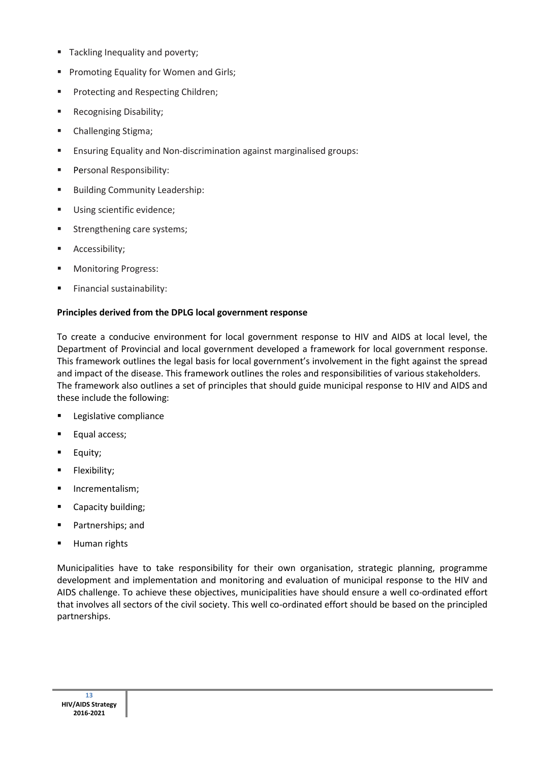- Tackling Inequality and poverty;
- Promoting Equality for Women and Girls;
- Protecting and Respecting Children;
- Recognising Disability;
- Challenging Stigma;
- Ensuring Equality and Non-discrimination against marginalised groups:
- Personal Responsibility:
- Building Community Leadership:
- Using scientific evidence;
- Strengthening care systems;
- Accessibility;
- Monitoring Progress:
- Financial sustainability:

**Principles derived from the DPLG local government response**

To create a conducive environment for local government response to HIV and AIDS at local level, the Department of Provincial and local government developed a framework for local government response. This framework outlines the legal basis for local government's involvement in the fight against the spread and impact of the disease. This framework outlines the roles and responsibilities of various stakeholders. The framework also outlines a set of principles that should guide municipal response to HIV and AIDS and these include the following:

- Legislative compliance
- Equal access;
- Equity;
- Flexibility;
- Incrementalism;
- Capacity building;
- Partnerships; and
- Human rights

Municipalities have to take responsibility for their own organisation, strategic planning, programme development and implementation and monitoring and evaluation of municipal response to the HIV and AIDS challenge. To achieve these objectives, municipalities have should ensure a well co-ordinated effort that involves all sectors of the civil society. This well co-ordinated effort should be based on the principled partnerships.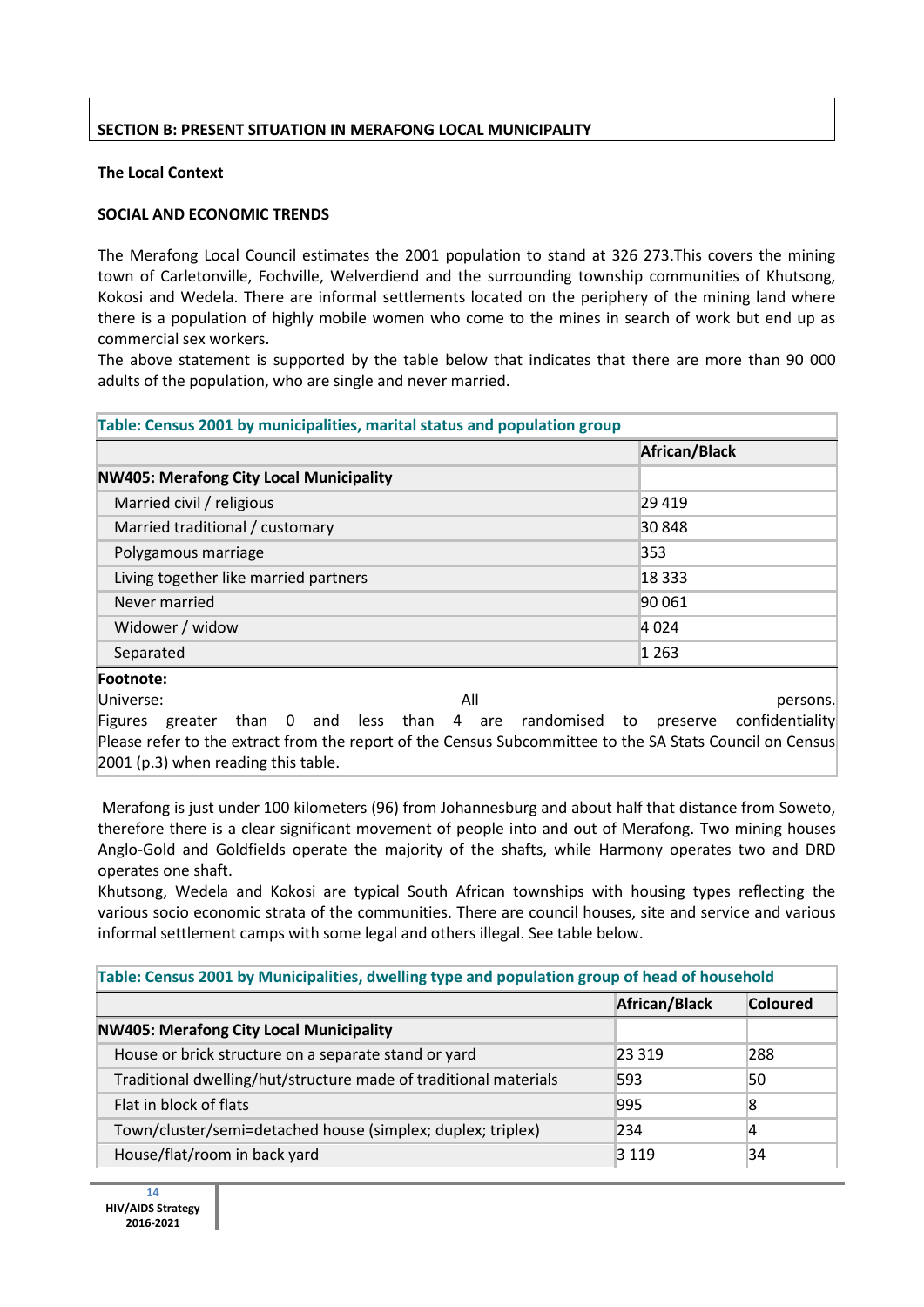## SECTION B: PRESENT SITUATION IN MERAFONG LOCAL MUNICIPALITY

### The Local Context

### SOCIAL AND ECONOMIC TRENDS

The Merafong Local Council estimates the 2001 population to stand at 326 273.This covers the mining town of Carletonville, Fochville, Welverdiend and the surrounding township communities of Khutsong, Kokosi and Wedela. There are informal settlements located on the periphery of the mining land where there is a population of highly mobile women who come to the mines in search of work but end up as commercial sex workers.

The above statement is supported by the table below that indicates that there are more than 90 000 adults of the population, who are single and never married.

**Table: Census 2001 by municipalities, marital status and population group**

| | African/Black |
|---|---|
| **NW405: Merafong City Local Municipality** | |
| Married civil / religious | 29 419 |
| Married traditional / customary | 30 848 |
| Polygamous marriage | 353 |
| Living together like married partners | 18 333 |
| Never married | 90 061 |
| Widower / widow | 4 024 |
| Separated | 1 263 |

**Footnote:**
Universe: All persons.
Figures greater than 0 and less than 4 are randomised to preserve confidentiality
Please refer to the extract from the report of the Census Subcommittee to the SA Stats Council on Census 2001 (p.3) when reading this table.

Merafong is just under 100 kilometers (96) from Johannesburg and about half that distance from Soweto, therefore there is a clear significant movement of people into and out of Merafong. Two mining houses Anglo-Gold and Goldfields operate the majority of the shafts, while Harmony operates two and DRD operates one shaft.

Khutsong, Wedela and Kokosi are typical South African townships with housing types reflecting the various socio economic strata of the communities. There are council houses, site and service and various informal settlement camps with some legal and others illegal. See table below.

**Table: Census 2001 by Municipalities, dwelling type and population group of head of household**

| | African/Black | Coloured |
|---|---|---|
| **NW405: Merafong City Local Municipality** | | |
| House or brick structure on a separate stand or yard | 23 319 | 288 |
| Traditional dwelling/hut/structure made of traditional materials | 593 | 50 |
| Flat in block of flats | 995 | 8 |
| Town/cluster/semi=detached house (simplex; duplex; triplex) | 234 | 4 |
| House/flat/room in back yard | 3 119 | 34 |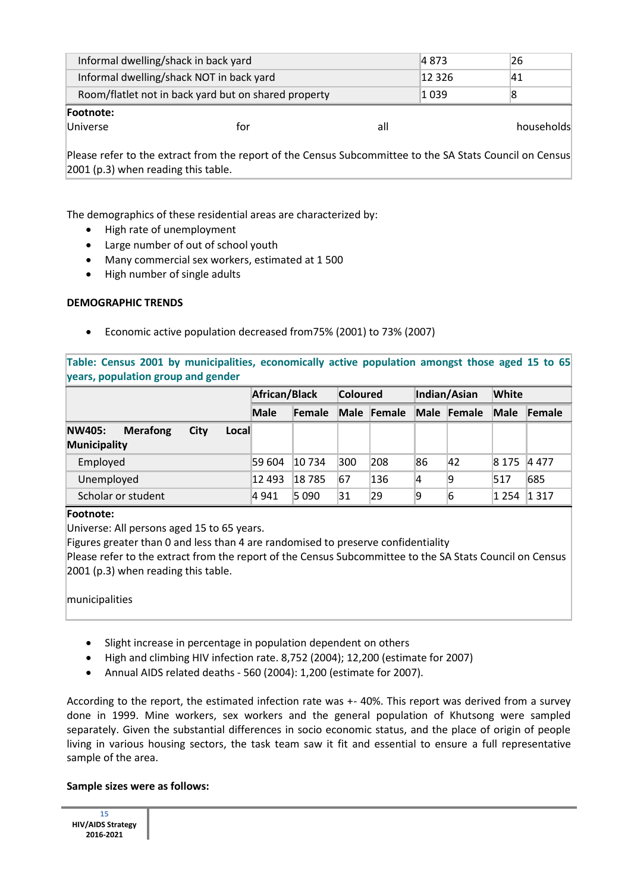| | | |
|---|---|---|
| Informal dwelling/shack in back yard | 4 873 | 26 |
| Informal dwelling/shack NOT in back yard | 12 326 | 41 |
| Room/flatlet not in back yard but on shared property | 1 039 | 8 |

**Footnote:**
Universe for all households

Please refer to the extract from the report of the Census Subcommittee to the SA Stats Council on Census 2001 (p.3) when reading this table.

The demographics of these residential areas are characterized by:

- High rate of unemployment
- Large number of out of school youth
- Many commercial sex workers, estimated at 1 500
- High number of single adults

**DEMOGRAPHIC TRENDS**

- Economic active population decreased from75% (2001) to 73% (2007)

**Table: Census 2001 by municipalities, economically active population amongst those aged 15 to 65 years, population group and gender**

| | African/Black | | Coloured | | Indian/Asian | | White | |
|---|---|---|---|---|---|---|---|---|
| | **Male** | **Female** | **Male** | **Female** | **Male** | **Female** | **Male** | **Female** |
| **NW405: Merafong City Local Municipality** | | | | | | | | |
| Employed | 59 604 | 10 734 | 300 | 208 | 86 | 42 | 8 175 | 4 477 |
| Unemployed | 12 493 | 18 785 | 67 | 136 | 4 | 9 | 517 | 685 |
| Scholar or student | 4 941 | 5 090 | 31 | 29 | 9 | 6 | 1 254 | 1 317 |

**Footnote:**
Universe: All persons aged 15 to 65 years.
Figures greater than 0 and less than 4 are randomised to preserve confidentiality
Please refer to the extract from the report of the Census Subcommittee to the SA Stats Council on Census 2001 (p.3) when reading this table.

municipalities

- Slight increase in percentage in population dependent on others
- High and climbing HIV infection rate. 8,752 (2004); 12,200 (estimate for 2007)
- Annual AIDS related deaths - 560 (2004): 1,200 (estimate for 2007).

According to the report, the estimated infection rate was +- 40%. This report was derived from a survey done in 1999. Mine workers, sex workers and the general population of Khutsong were sampled separately. Given the substantial differences in socio economic status, and the place of origin of people living in various housing sectors, the task team saw it fit and essential to ensure a full representative sample of the area.

**Sample sizes were as follows:**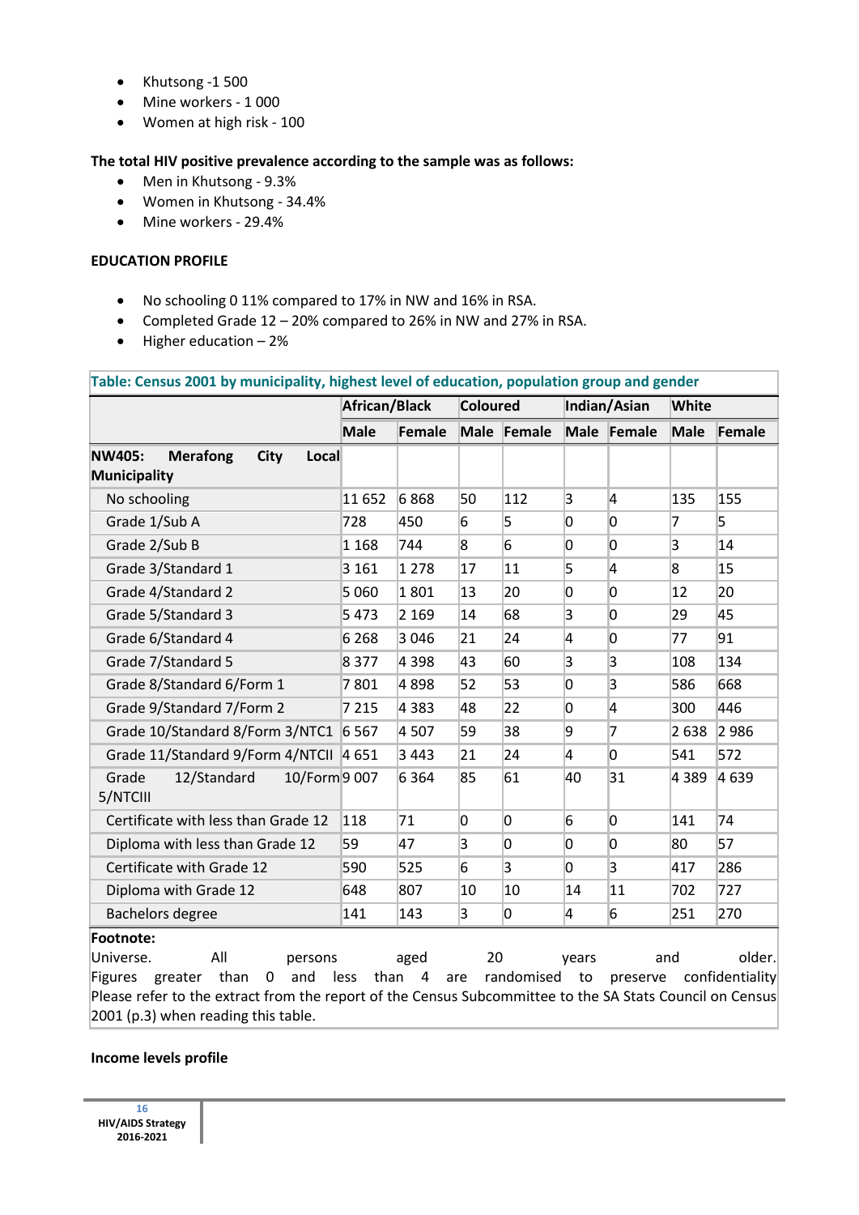- Khutsong -1 500
- Mine workers - 1 000
- Women at high risk - 100

**The total HIV positive prevalence according to the sample was as follows:**

- Men in Khutsong - 9.3%
- Women in Khutsong - 34.4%
- Mine workers - 29.4%

**EDUCATION PROFILE**

- No schooling 0 11% compared to 17% in NW and 16% in RSA.
- Completed Grade 12 – 20% compared to 26% in NW and 27% in RSA.
- Higher education – 2%

**Table: Census 2001 by municipality, highest level of education, population group and gender**

| | African/Black | | Coloured | | Indian/Asian | | White | |
|---|---|---|---|---|---|---|---|---|
| | Male | Female | Male | Female | Male | Female | Male | Female |
| **NW405: Merafong City Local Municipality** | | | | | | | | |
| No schooling | 11 652 | 6 868 | 50 | 112 | 3 | 4 | 135 | 155 |
| Grade 1/Sub A | 728 | 450 | 6 | 5 | 0 | 0 | 7 | 5 |
| Grade 2/Sub B | 1 168 | 744 | 8 | 6 | 0 | 0 | 3 | 14 |
| Grade 3/Standard 1 | 3 161 | 1 278 | 17 | 11 | 5 | 4 | 8 | 15 |
| Grade 4/Standard 2 | 5 060 | 1 801 | 13 | 20 | 0 | 0 | 12 | 20 |
| Grade 5/Standard 3 | 5 473 | 2 169 | 14 | 68 | 3 | 0 | 29 | 45 |
| Grade 6/Standard 4 | 6 268 | 3 046 | 21 | 24 | 4 | 0 | 77 | 91 |
| Grade 7/Standard 5 | 8 377 | 4 398 | 43 | 60 | 3 | 3 | 108 | 134 |
| Grade 8/Standard 6/Form 1 | 7 801 | 4 898 | 52 | 53 | 0 | 3 | 586 | 668 |
| Grade 9/Standard 7/Form 2 | 7 215 | 4 383 | 48 | 22 | 0 | 4 | 300 | 446 |
| Grade 10/Standard 8/Form 3/NTC1 | 6 567 | 4 507 | 59 | 38 | 9 | 7 | 2 638 | 2 986 |
| Grade 11/Standard 9/Form 4/NTCII | 4 651 | 3 443 | 21 | 24 | 4 | 0 | 541 | 572 |
| Grade 12/Standard 10/Form 5/NTCIII | 9 007 | 6 364 | 85 | 61 | 40 | 31 | 4 389 | 4 639 |
| Certificate with less than Grade 12 | 118 | 71 | 0 | 0 | 6 | 0 | 141 | 74 |
| Diploma with less than Grade 12 | 59 | 47 | 3 | 0 | 0 | 0 | 80 | 57 |
| Certificate with Grade 12 | 590 | 525 | 6 | 3 | 0 | 3 | 417 | 286 |
| Diploma with Grade 12 | 648 | 807 | 10 | 10 | 14 | 11 | 702 | 727 |
| Bachelors degree | 141 | 143 | 3 | 0 | 4 | 6 | 251 | 270 |

**Footnote:**
Universe. All persons aged 20 years and older.
Figures greater than 0 and less than 4 are randomised to preserve confidentiality
Please refer to the extract from the report of the Census Subcommittee to the SA Stats Council on Census 2001 (p.3) when reading this table.

**Income levels profile**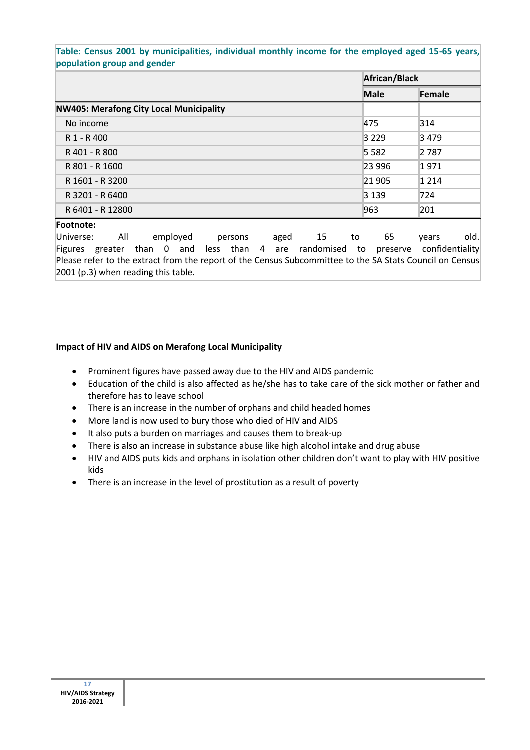**Table: Census 2001 by municipalities, individual monthly income for the employed aged 15-65 years, population group and gender**

| | African/Black | |
|---|---|---|
| | **Male** | **Female** |
| **NW405: Merafong City Local Municipality** | | |
| No income | 475 | 314 |
| R 1 - R 400 | 3 229 | 3 479 |
| R 401 - R 800 | 5 582 | 2 787 |
| R 801 - R 1600 | 23 996 | 1 971 |
| R 1601 - R 3200 | 21 905 | 1 214 |
| R 3201 - R 6400 | 3 139 | 724 |
| R 6401 - R 12800 | 963 | 201 |

**Footnote:**
Universe: All employed persons aged 15 to 65 years old.
Figures greater than 0 and less than 4 are randomised to preserve confidentiality
Please refer to the extract from the report of the Census Subcommittee to the SA Stats Council on Census 2001 (p.3) when reading this table.

**Impact of HIV and AIDS on Merafong Local Municipality**

- Prominent figures have passed away due to the HIV and AIDS pandemic
- Education of the child is also affected as he/she has to take care of the sick mother or father and therefore has to leave school
- There is an increase in the number of orphans and child headed homes
- More land is now used to bury those who died of HIV and AIDS
- It also puts a burden on marriages and causes them to break-up
- There is also an increase in substance abuse like high alcohol intake and drug abuse
- HIV and AIDS puts kids and orphans in isolation other children don't want to play with HIV positive kids
- There is an increase in the level of prostitution as a result of poverty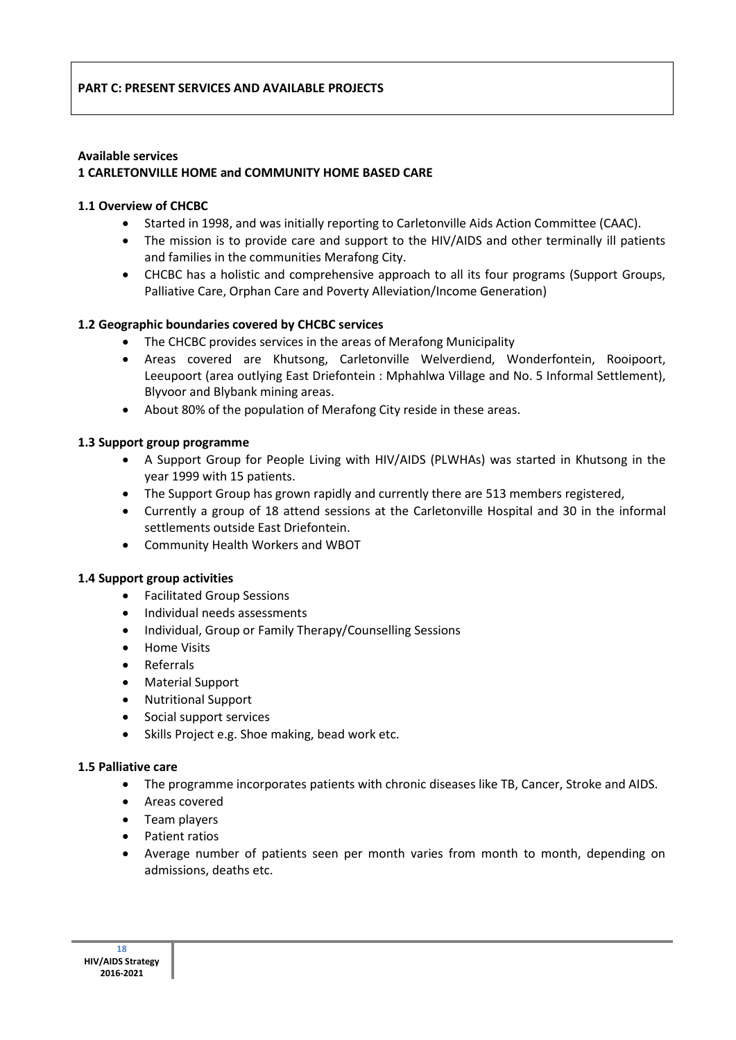**PART C: PRESENT SERVICES AND AVAILABLE PROJECTS**

**Available services**

**1 CARLETONVILLE HOME and COMMUNITY HOME BASED CARE**

**1.1 Overview of CHCBC**

- Started in 1998, and was initially reporting to Carletonville Aids Action Committee (CAAC).
- The mission is to provide care and support to the HIV/AIDS and other terminally ill patients and families in the communities Merafong City.
- CHCBC has a holistic and comprehensive approach to all its four programs (Support Groups, Palliative Care, Orphan Care and Poverty Alleviation/Income Generation)

**1.2 Geographic boundaries covered by CHCBC services**

- The CHCBC provides services in the areas of Merafong Municipality
- Areas covered are Khutsong, Carletonville Welverdiend, Wonderfontein, Rooipoort, Leeupoort (area outlying East Driefontein : Mphahlwa Village and No. 5 Informal Settlement), Blyvoor and Blybank mining areas.
- About 80% of the population of Merafong City reside in these areas.

**1.3 Support group programme**

- A Support Group for People Living with HIV/AIDS (PLWHAs) was started in Khutsong in the year 1999 with 15 patients.
- The Support Group has grown rapidly and currently there are 513 members registered,
- Currently a group of 18 attend sessions at the Carletonville Hospital and 30 in the informal settlements outside East Driefontein.
- Community Health Workers and WBOT

**1.4 Support group activities**

- Facilitated Group Sessions
- Individual needs assessments
- Individual, Group or Family Therapy/Counselling Sessions
- Home Visits
- Referrals
- Material Support
- Nutritional Support
- Social support services
- Skills Project e.g. Shoe making, bead work etc.

**1.5 Palliative care**

- The programme incorporates patients with chronic diseases like TB, Cancer, Stroke and AIDS.
- Areas covered
- Team players
- Patient ratios
- Average number of patients seen per month varies from month to month, depending on admissions, deaths etc.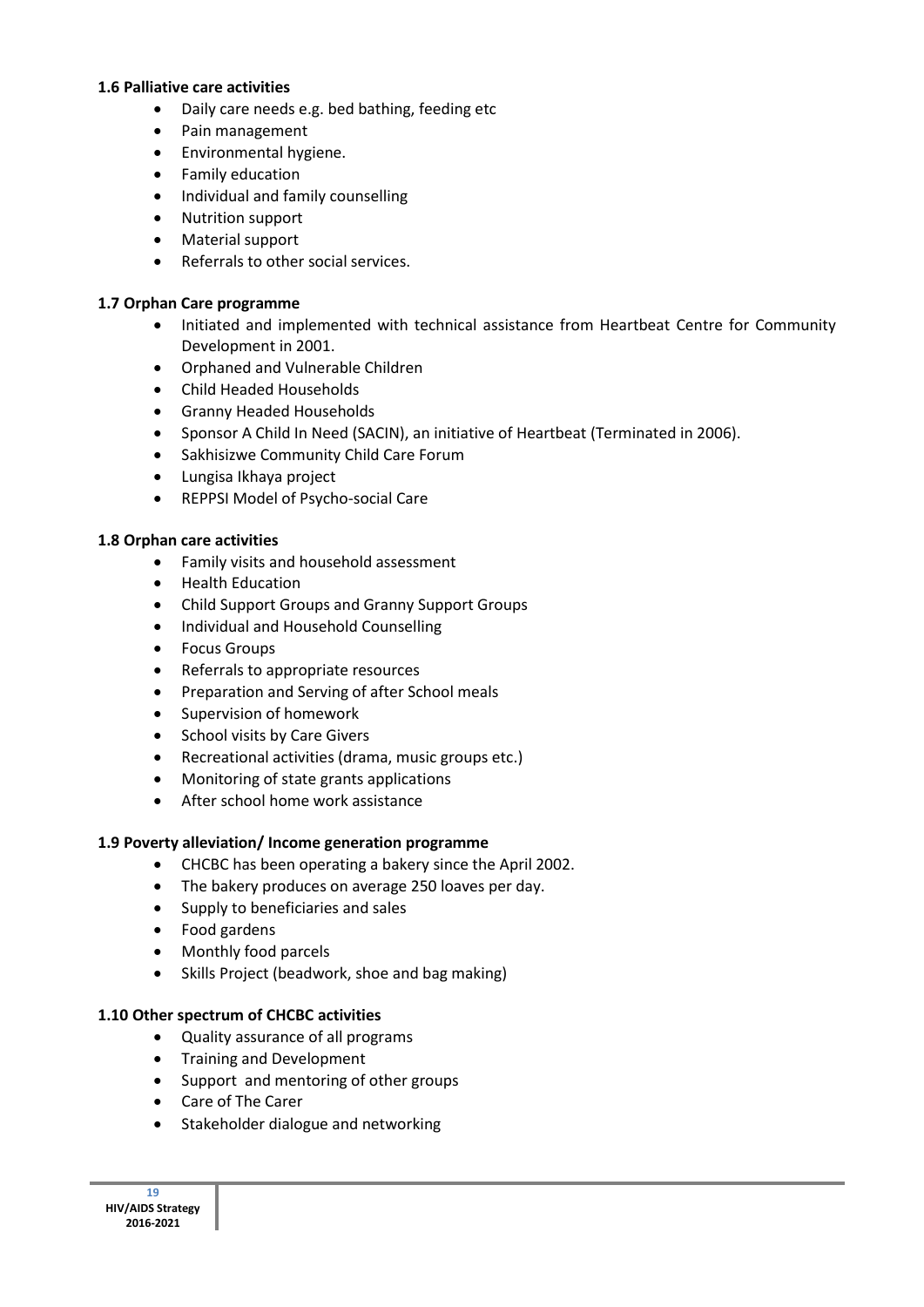### 1.6 Palliative care activities

- Daily care needs e.g. bed bathing, feeding etc
- Pain management
- Environmental hygiene.
- Family education
- Individual and family counselling
- Nutrition support
- Material support
- Referrals to other social services.

### 1.7 Orphan Care programme

- Initiated and implemented with technical assistance from Heartbeat Centre for Community Development in 2001.
- Orphaned and Vulnerable Children
- Child Headed Households
- Granny Headed Households
- Sponsor A Child In Need (SACIN), an initiative of Heartbeat (Terminated in 2006).
- Sakhisizwe Community Child Care Forum
- Lungisa Ikhaya project
- REPPSI Model of Psycho-social Care

### 1.8 Orphan care activities

- Family visits and household assessment
- Health Education
- Child Support Groups and Granny Support Groups
- Individual and Household Counselling
- Focus Groups
- Referrals to appropriate resources
- Preparation and Serving of after School meals
- Supervision of homework
- School visits by Care Givers
- Recreational activities (drama, music groups etc.)
- Monitoring of state grants applications
- After school home work assistance

### 1.9 Poverty alleviation/ Income generation programme

- CHCBC has been operating a bakery since the April 2002.
- The bakery produces on average 250 loaves per day.
- Supply to beneficiaries and sales
- Food gardens
- Monthly food parcels
- Skills Project (beadwork, shoe and bag making)

### 1.10 Other spectrum of CHCBC activities

- Quality assurance of all programs
- Training and Development
- Support and mentoring of other groups
- Care of The Carer
- Stakeholder dialogue and networking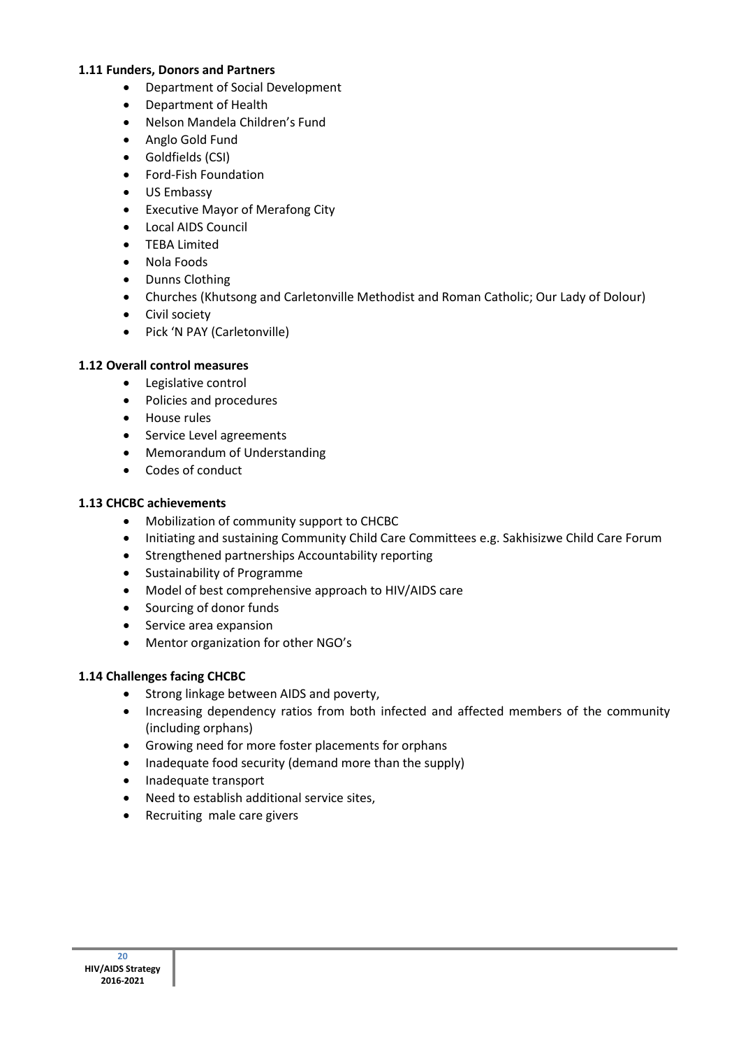### 1.11 Funders, Donors and Partners

- Department of Social Development
- Department of Health
- Nelson Mandela Children's Fund
- Anglo Gold Fund
- Goldfields (CSI)
- Ford-Fish Foundation
- US Embassy
- Executive Mayor of Merafong City
- Local AIDS Council
- TEBA Limited
- Nola Foods
- Dunns Clothing
- Churches (Khutsong and Carletonville Methodist and Roman Catholic; Our Lady of Dolour)
- Civil society
- Pick 'N PAY (Carletonville)

### 1.12 Overall control measures

- Legislative control
- Policies and procedures
- House rules
- Service Level agreements
- Memorandum of Understanding
- Codes of conduct

### 1.13 CHCBC achievements

- Mobilization of community support to CHCBC
- Initiating and sustaining Community Child Care Committees e.g. Sakhisizwe Child Care Forum
- Strengthened partnerships Accountability reporting
- Sustainability of Programme
- Model of best comprehensive approach to HIV/AIDS care
- Sourcing of donor funds
- Service area expansion
- Mentor organization for other NGO's

### 1.14 Challenges facing CHCBC

- Strong linkage between AIDS and poverty,
- Increasing dependency ratios from both infected and affected members of the community (including orphans)
- Growing need for more foster placements for orphans
- Inadequate food security (demand more than the supply)
- Inadequate transport
- Need to establish additional service sites,
- Recruiting male care givers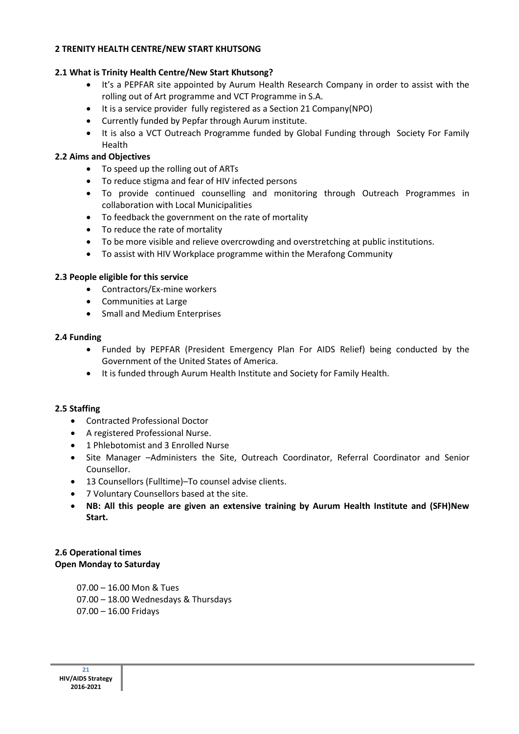## 2 TRENITY HEALTH CENTRE/NEW START KHUTSONG

### 2.1 What is Trinity Health Centre/New Start Khutsong?

- It's a PEPFAR site appointed by Aurum Health Research Company in order to assist with the rolling out of Art programme and VCT Programme in S.A.
- It is a service provider fully registered as a Section 21 Company(NPO)
- Currently funded by Pepfar through Aurum institute.
- It is also a VCT Outreach Programme funded by Global Funding through Society For Family Health

### 2.2 Aims and Objectives

- To speed up the rolling out of ARTs
- To reduce stigma and fear of HIV infected persons
- To provide continued counselling and monitoring through Outreach Programmes in collaboration with Local Municipalities
- To feedback the government on the rate of mortality
- To reduce the rate of mortality
- To be more visible and relieve overcrowding and overstretching at public institutions.
- To assist with HIV Workplace programme within the Merafong Community

### 2.3 People eligible for this service

- Contractors/Ex-mine workers
- Communities at Large
- Small and Medium Enterprises

### 2.4 Funding

- Funded by PEPFAR (President Emergency Plan For AIDS Relief) being conducted by the Government of the United States of America.
- It is funded through Aurum Health Institute and Society for Family Health.

### 2.5 Staffing

- Contracted Professional Doctor
- A registered Professional Nurse.
- 1 Phlebotomist and 3 Enrolled Nurse
- Site Manager –Administers the Site, Outreach Coordinator, Referral Coordinator and Senior Counsellor.
- 13 Counsellors (Fulltime)–To counsel advise clients.
- 7 Voluntary Counsellors based at the site.
- **NB: All this people are given an extensive training by Aurum Health Institute and (SFH)New Start.**

### 2.6 Operational times

**Open Monday to Saturday**

07.00 – 16.00 Mon & Tues
07.00 – 18.00 Wednesdays & Thursdays
07.00 – 16.00 Fridays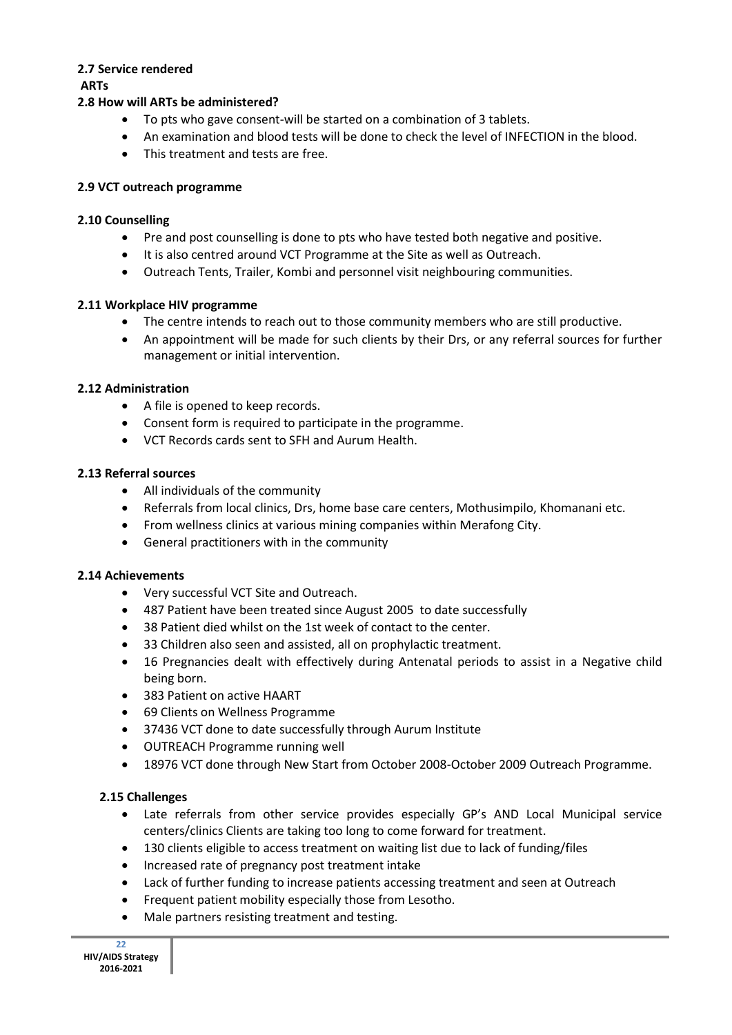### 2.7 Service rendered

**ARTs**

### 2.8 How will ARTs be administered?

- To pts who gave consent-will be started on a combination of 3 tablets.
- An examination and blood tests will be done to check the level of INFECTION in the blood.
- This treatment and tests are free.

### 2.9 VCT outreach programme

### 2.10 Counselling

- Pre and post counselling is done to pts who have tested both negative and positive.
- It is also centred around VCT Programme at the Site as well as Outreach.
- Outreach Tents, Trailer, Kombi and personnel visit neighbouring communities.

### 2.11 Workplace HIV programme

- The centre intends to reach out to those community members who are still productive.
- An appointment will be made for such clients by their Drs, or any referral sources for further management or initial intervention.

### 2.12 Administration

- A file is opened to keep records.
- Consent form is required to participate in the programme.
- VCT Records cards sent to SFH and Aurum Health.

### 2.13 Referral sources

- All individuals of the community
- Referrals from local clinics, Drs, home base care centers, Mothusimpilo, Khomanani etc.
- From wellness clinics at various mining companies within Merafong City.
- General practitioners with in the community

### 2.14 Achievements

- Very successful VCT Site and Outreach.
- 487 Patient have been treated since August 2005 to date successfully
- 38 Patient died whilst on the 1st week of contact to the center.
- 33 Children also seen and assisted, all on prophylactic treatment.
- 16 Pregnancies dealt with effectively during Antenatal periods to assist in a Negative child being born.
- 383 Patient on active HAART
- 69 Clients on Wellness Programme
- 37436 VCT done to date successfully through Aurum Institute
- OUTREACH Programme running well
- 18976 VCT done through New Start from October 2008-October 2009 Outreach Programme.

### 2.15 Challenges

- Late referrals from other service provides especially GP's AND Local Municipal service centers/clinics Clients are taking too long to come forward for treatment.
- 130 clients eligible to access treatment on waiting list due to lack of funding/files
- Increased rate of pregnancy post treatment intake
- Lack of further funding to increase patients accessing treatment and seen at Outreach
- Frequent patient mobility especially those from Lesotho.
- Male partners resisting treatment and testing.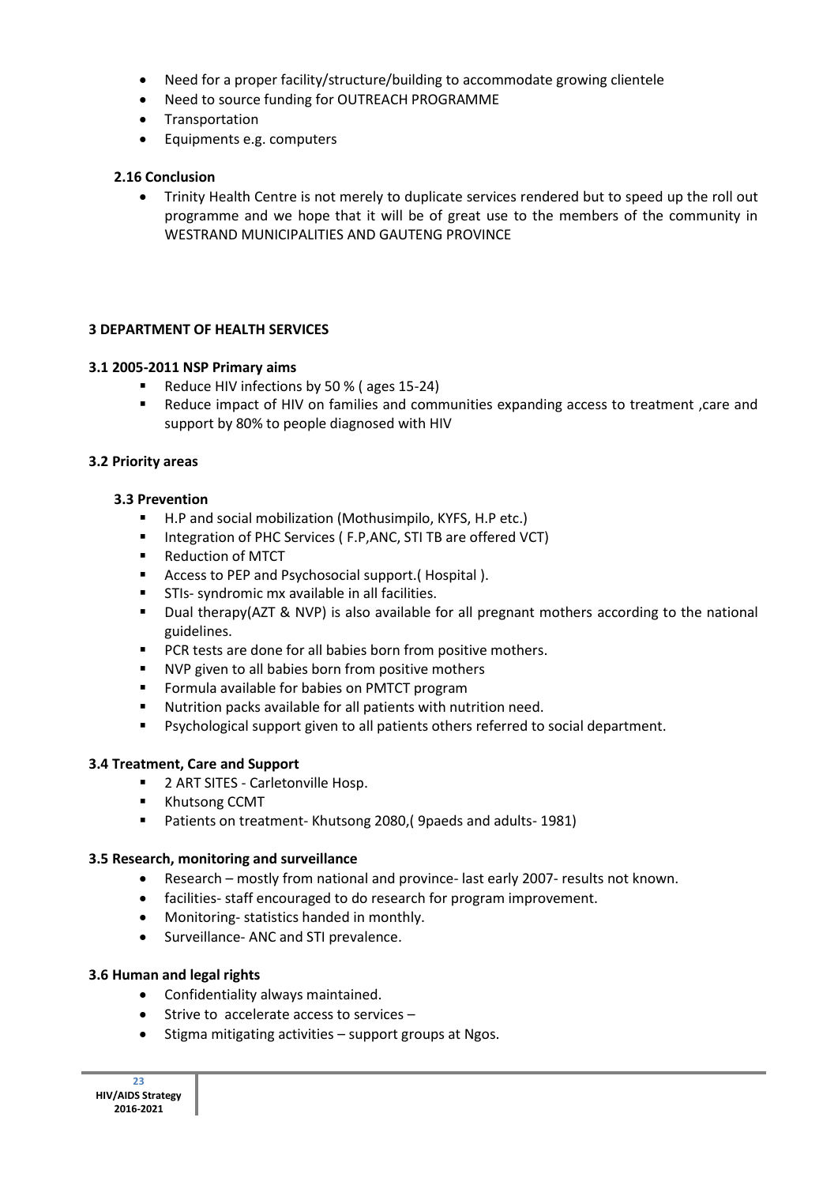- Need for a proper facility/structure/building to accommodate growing clientele
- Need to source funding for OUTREACH PROGRAMME
- Transportation
- Equipments e.g. computers

### 2.16 Conclusion

- Trinity Health Centre is not merely to duplicate services rendered but to speed up the roll out programme and we hope that it will be of great use to the members of the community in WESTRAND MUNICIPALITIES AND GAUTENG PROVINCE

## 3 DEPARTMENT OF HEALTH SERVICES

### 3.1 2005-2011 NSP Primary aims

- Reduce HIV infections by 50 % ( ages 15-24)
- Reduce impact of HIV on families and communities expanding access to treatment ,care and support by 80% to people diagnosed with HIV

### 3.2 Priority areas

### 3.3 Prevention

- H.P and social mobilization (Mothusimpilo, KYFS, H.P etc.)
- Integration of PHC Services ( F.P,ANC, STI TB are offered VCT)
- Reduction of MTCT
- Access to PEP and Psychosocial support.( Hospital ).
- STIs- syndromic mx available in all facilities.
- Dual therapy(AZT & NVP) is also available for all pregnant mothers according to the national guidelines.
- PCR tests are done for all babies born from positive mothers.
- NVP given to all babies born from positive mothers
- Formula available for babies on PMTCT program
- Nutrition packs available for all patients with nutrition need.
- Psychological support given to all patients others referred to social department.

### 3.4 Treatment, Care and Support

- 2 ART SITES - Carletonville Hosp.
- Khutsong CCMT
- Patients on treatment- Khutsong 2080,( 9paeds and adults- 1981)

### 3.5 Research, monitoring and surveillance

- Research – mostly from national and province- last early 2007- results not known.
- facilities- staff encouraged to do research for program improvement.
- Monitoring- statistics handed in monthly.
- Surveillance- ANC and STI prevalence.

### 3.6 Human and legal rights

- Confidentiality always maintained.
- Strive to accelerate access to services –
- Stigma mitigating activities – support groups at Ngos.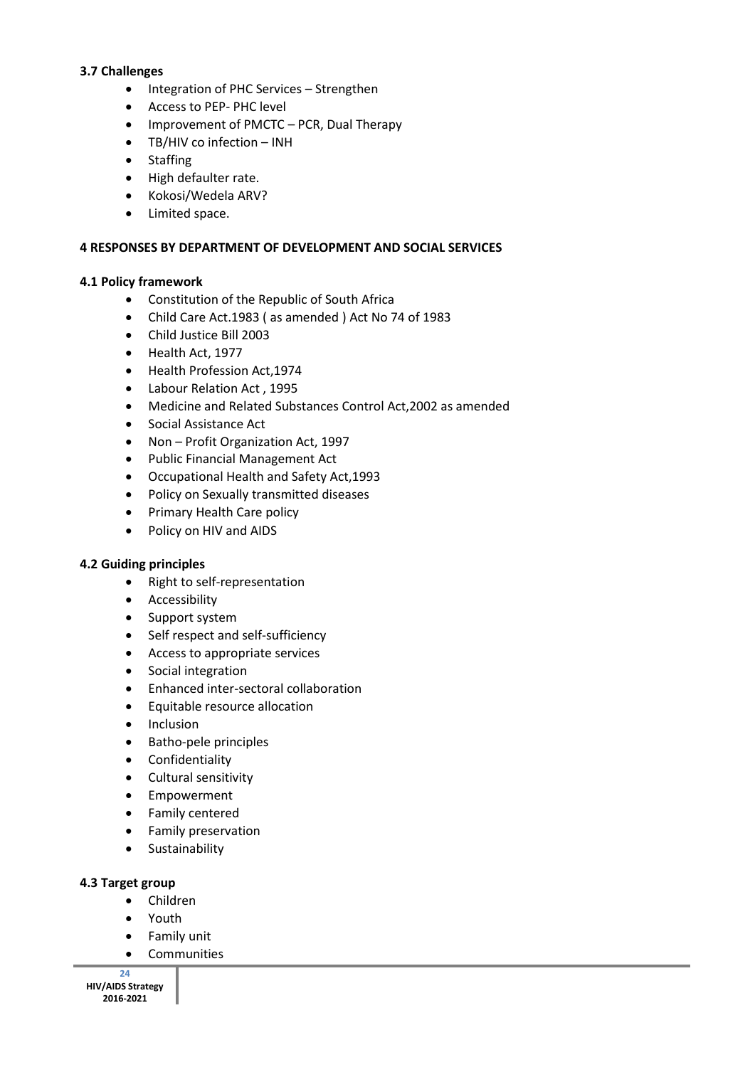### 3.7 Challenges

- Integration of PHC Services – Strengthen
- Access to PEP- PHC level
- Improvement of PMCTC – PCR, Dual Therapy
- TB/HIV co infection – INH
- Staffing
- High defaulter rate.
- Kokosi/Wedela ARV?
- Limited space.

## 4 RESPONSES BY DEPARTMENT OF DEVELOPMENT AND SOCIAL SERVICES

### 4.1 Policy framework

- Constitution of the Republic of South Africa
- Child Care Act.1983 ( as amended ) Act No 74 of 1983
- Child Justice Bill 2003
- Health Act, 1977
- Health Profession Act,1974
- Labour Relation Act , 1995
- Medicine and Related Substances Control Act,2002 as amended
- Social Assistance Act
- Non – Profit Organization Act, 1997
- Public Financial Management Act
- Occupational Health and Safety Act,1993
- Policy on Sexually transmitted diseases
- Primary Health Care policy
- Policy on HIV and AIDS

### 4.2 Guiding principles

- Right to self-representation
- Accessibility
- Support system
- Self respect and self-sufficiency
- Access to appropriate services
- Social integration
- Enhanced inter-sectoral collaboration
- Equitable resource allocation
- Inclusion
- Batho-pele principles
- Confidentiality
- Cultural sensitivity
- Empowerment
- Family centered
- Family preservation
- Sustainability

### 4.3 Target group

- Children
- Youth
- Family unit
- Communities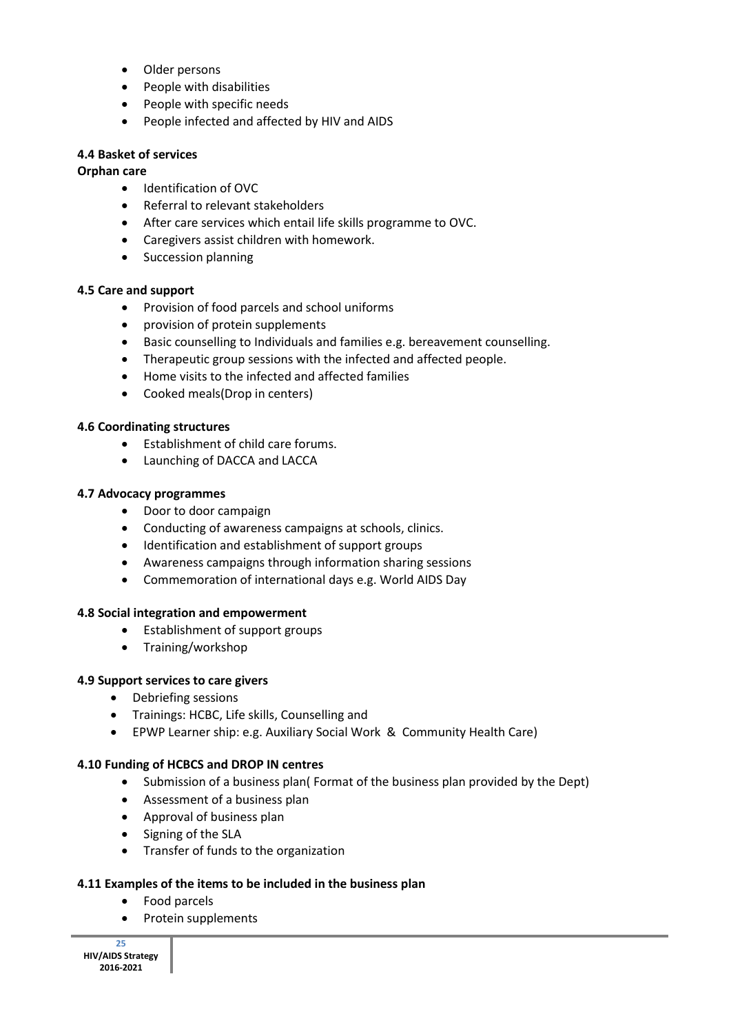- Older persons
- People with disabilities
- People with specific needs
- People infected and affected by HIV and AIDS

### 4.4 Basket of services

**Orphan care**

- Identification of OVC
- Referral to relevant stakeholders
- After care services which entail life skills programme to OVC.
- Caregivers assist children with homework.
- Succession planning

### 4.5 Care and support

- Provision of food parcels and school uniforms
- provision of protein supplements
- Basic counselling to Individuals and families e.g. bereavement counselling.
- Therapeutic group sessions with the infected and affected people.
- Home visits to the infected and affected families
- Cooked meals(Drop in centers)

### 4.6 Coordinating structures

- Establishment of child care forums.
- Launching of DACCA and LACCA

### 4.7 Advocacy programmes

- Door to door campaign
- Conducting of awareness campaigns at schools, clinics.
- Identification and establishment of support groups
- Awareness campaigns through information sharing sessions
- Commemoration of international days e.g. World AIDS Day

### 4.8 Social integration and empowerment

- Establishment of support groups
- Training/workshop

### 4.9 Support services to care givers

- Debriefing sessions
- Trainings: HCBC, Life skills, Counselling and
- EPWP Learner ship: e.g. Auxiliary Social Work & Community Health Care)

### 4.10 Funding of HCBCS and DROP IN centres

- Submission of a business plan( Format of the business plan provided by the Dept)
- Assessment of a business plan
- Approval of business plan
- Signing of the SLA
- Transfer of funds to the organization

### 4.11 Examples of the items to be included in the business plan

- Food parcels
- Protein supplements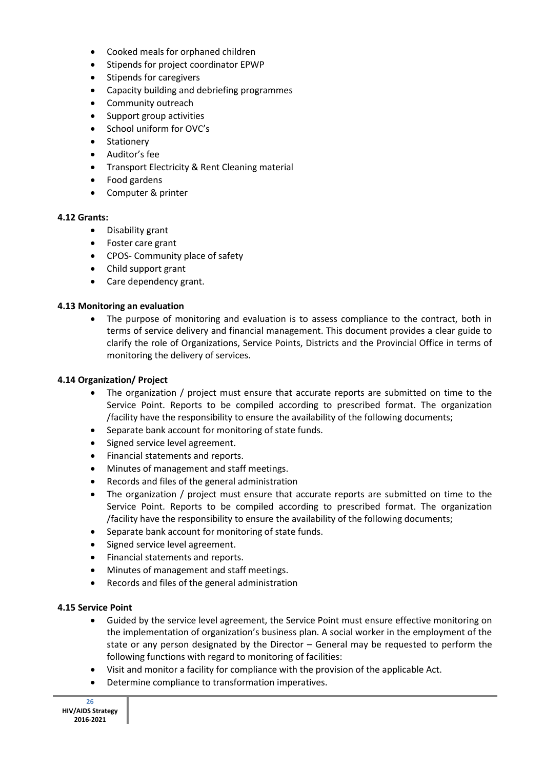- Cooked meals for orphaned children
- Stipends for project coordinator EPWP
- Stipends for caregivers
- Capacity building and debriefing programmes
- Community outreach
- Support group activities
- School uniform for OVC's
- Stationery
- Auditor's fee
- Transport Electricity & Rent Cleaning material
- Food gardens
- Computer & printer

**4.12 Grants:**

- Disability grant
- Foster care grant
- CPOS- Community place of safety
- Child support grant
- Care dependency grant.

**4.13 Monitoring an evaluation**

- The purpose of monitoring and evaluation is to assess compliance to the contract, both in terms of service delivery and financial management. This document provides a clear guide to clarify the role of Organizations, Service Points, Districts and the Provincial Office in terms of monitoring the delivery of services.

**4.14 Organization/ Project**

- The organization / project must ensure that accurate reports are submitted on time to the Service Point. Reports to be compiled according to prescribed format. The organization /facility have the responsibility to ensure the availability of the following documents;
- Separate bank account for monitoring of state funds.
- Signed service level agreement.
- Financial statements and reports.
- Minutes of management and staff meetings.
- Records and files of the general administration
- The organization / project must ensure that accurate reports are submitted on time to the Service Point. Reports to be compiled according to prescribed format. The organization /facility have the responsibility to ensure the availability of the following documents;
- Separate bank account for monitoring of state funds.
- Signed service level agreement.
- Financial statements and reports.
- Minutes of management and staff meetings.
- Records and files of the general administration

**4.15 Service Point**

- Guided by the service level agreement, the Service Point must ensure effective monitoring on the implementation of organization's business plan. A social worker in the employment of the state or any person designated by the Director – General may be requested to perform the following functions with regard to monitoring of facilities:
- Visit and monitor a facility for compliance with the provision of the applicable Act.
- Determine compliance to transformation imperatives.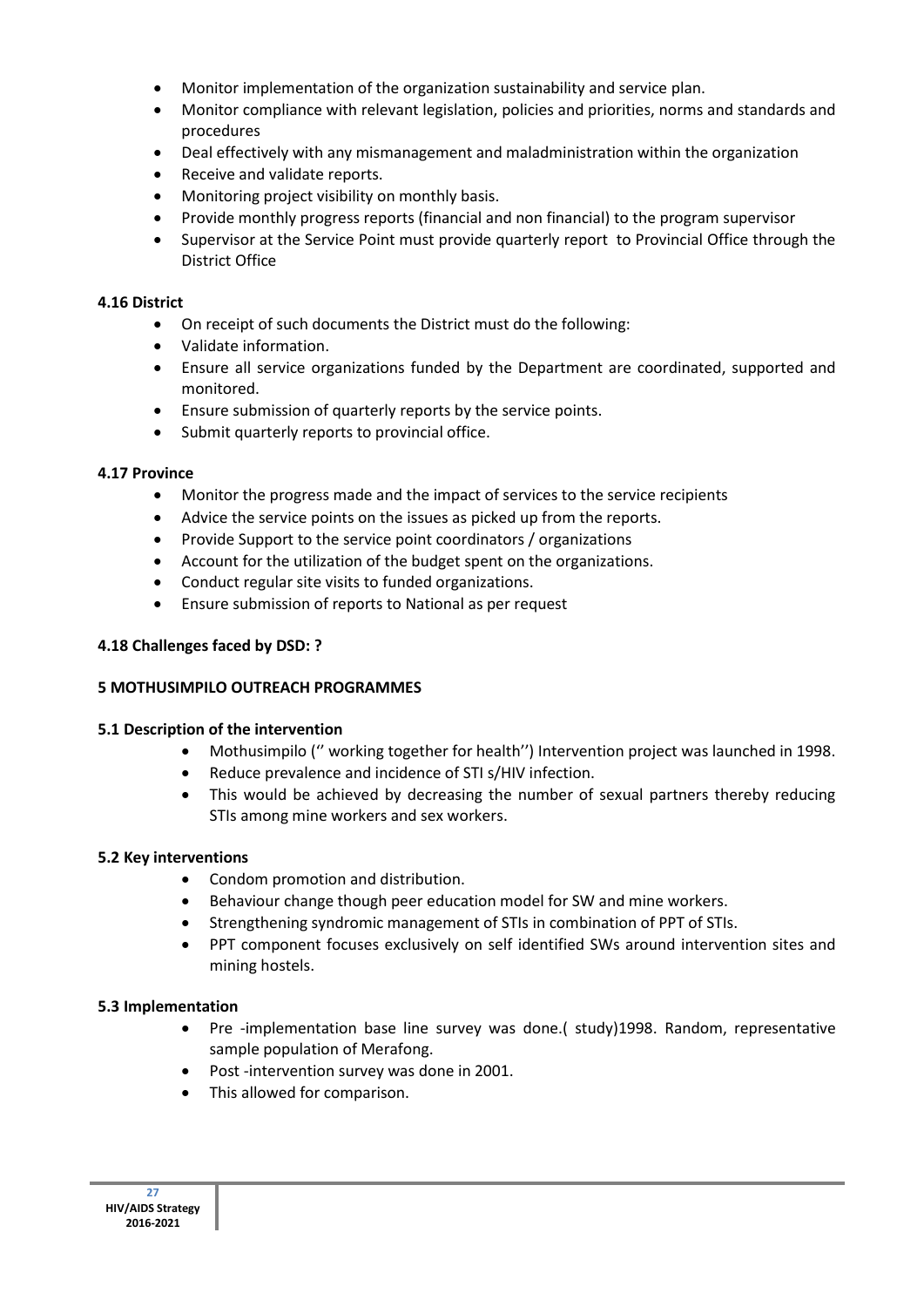- Monitor implementation of the organization sustainability and service plan.
- Monitor compliance with relevant legislation, policies and priorities, norms and standards and procedures
- Deal effectively with any mismanagement and maladministration within the organization
- Receive and validate reports.
- Monitoring project visibility on monthly basis.
- Provide monthly progress reports (financial and non financial) to the program supervisor
- Supervisor at the Service Point must provide quarterly report to Provincial Office through the District Office

**4.16 District**

- On receipt of such documents the District must do the following:
- Validate information.
- Ensure all service organizations funded by the Department are coordinated, supported and monitored.
- Ensure submission of quarterly reports by the service points.
- Submit quarterly reports to provincial office.

**4.17 Province**

- Monitor the progress made and the impact of services to the service recipients
- Advice the service points on the issues as picked up from the reports.
- Provide Support to the service point coordinators / organizations
- Account for the utilization of the budget spent on the organizations.
- Conduct regular site visits to funded organizations.
- Ensure submission of reports to National as per request

**4.18 Challenges faced by DSD: ?**

**5 MOTHUSIMPILO OUTREACH PROGRAMMES**

**5.1 Description of the intervention**

- Mothusimpilo ('' working together for health'') Intervention project was launched in 1998.
- Reduce prevalence and incidence of STI s/HIV infection.
- This would be achieved by decreasing the number of sexual partners thereby reducing STIs among mine workers and sex workers.

**5.2 Key interventions**

- Condom promotion and distribution.
- Behaviour change though peer education model for SW and mine workers.
- Strengthening syndromic management of STIs in combination of PPT of STIs.
- PPT component focuses exclusively on self identified SWs around intervention sites and mining hostels.

**5.3 Implementation**

- Pre -implementation base line survey was done.( study)1998. Random, representative sample population of Merafong.
- Post -intervention survey was done in 2001.
- This allowed for comparison.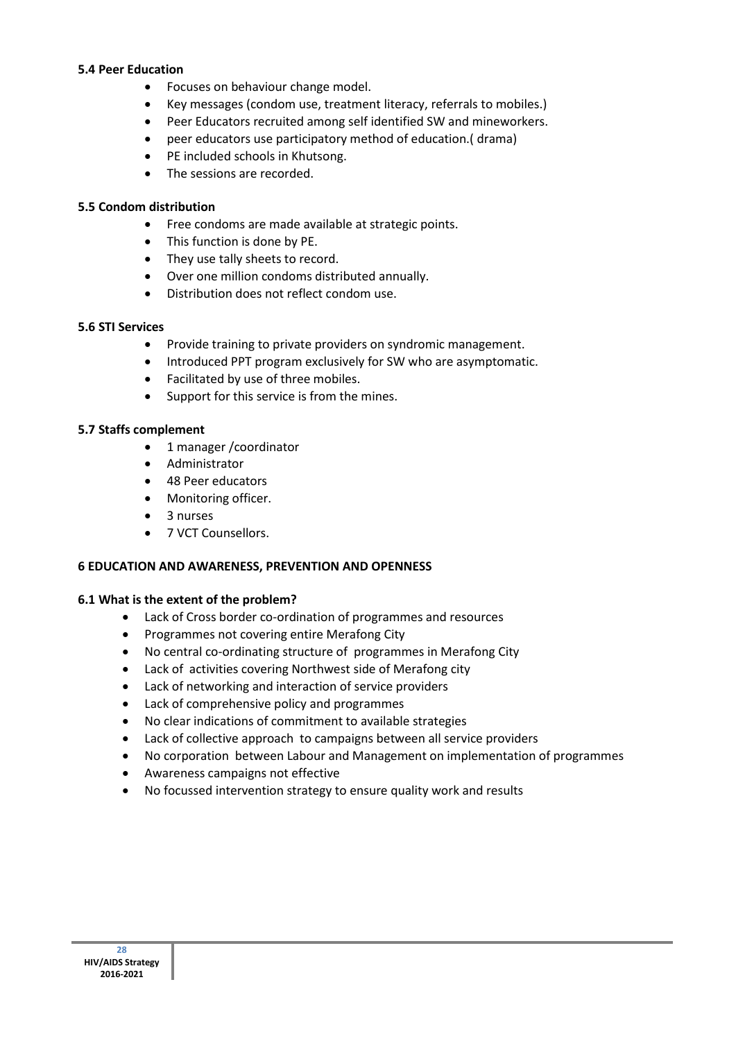### 5.4 Peer Education

- Focuses on behaviour change model.
- Key messages (condom use, treatment literacy, referrals to mobiles.)
- Peer Educators recruited among self identified SW and mineworkers.
- peer educators use participatory method of education.( drama)
- PE included schools in Khutsong.
- The sessions are recorded.

### 5.5 Condom distribution

- Free condoms are made available at strategic points.
- This function is done by PE.
- They use tally sheets to record.
- Over one million condoms distributed annually.
- Distribution does not reflect condom use.

### 5.6 STI Services

- Provide training to private providers on syndromic management.
- Introduced PPT program exclusively for SW who are asymptomatic.
- Facilitated by use of three mobiles.
- Support for this service is from the mines.

### 5.7 Staffs complement

- 1 manager /coordinator
- Administrator
- 48 Peer educators
- Monitoring officer.
- 3 nurses
- 7 VCT Counsellors.

## 6 EDUCATION AND AWARENESS, PREVENTION AND OPENNESS

### 6.1 What is the extent of the problem?

- Lack of Cross border co-ordination of programmes and resources
- Programmes not covering entire Merafong City
- No central co-ordinating structure of programmes in Merafong City
- Lack of activities covering Northwest side of Merafong city
- Lack of networking and interaction of service providers
- Lack of comprehensive policy and programmes
- No clear indications of commitment to available strategies
- Lack of collective approach to campaigns between all service providers
- No corporation between Labour and Management on implementation of programmes
- Awareness campaigns not effective
- No focussed intervention strategy to ensure quality work and results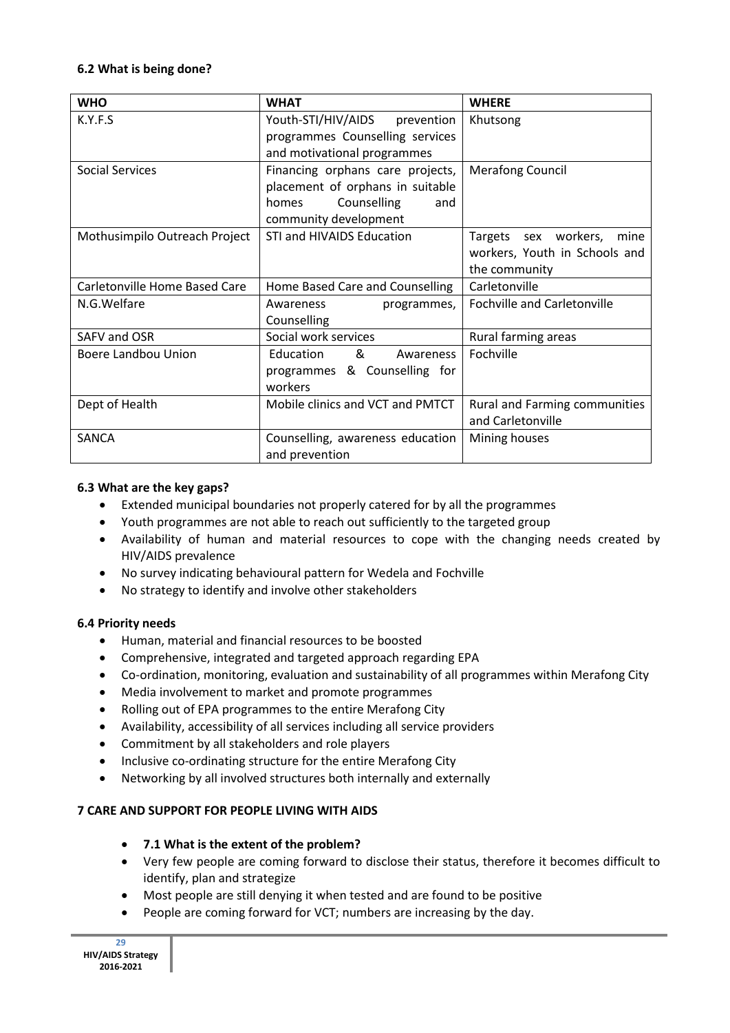### 6.2 What is being done?

| WHO | WHAT | WHERE |
|---|---|---|
| K.Y.F.S | Youth-STI/HIV/AIDS prevention programmes Counselling services and motivational programmes | Khutsong |
| Social Services | Financing orphans care projects, placement of orphans in suitable homes Counselling and community development | Merafong Council |
| Mothusimpilo Outreach Project | STI and HIVAIDS Education | Targets sex workers, mine workers, Youth in Schools and the community |
| Carletonville Home Based Care | Home Based Care and Counselling | Carletonville |
| N.G.Welfare | Awareness programmes, Counselling | Fochville and Carletonville |
| SAFV and OSR | Social work services | Rural farming areas |
| Boere Landbou Union | Education & Awareness programmes & Counselling for workers | Fochville |
| Dept of Health | Mobile clinics and VCT and PMTCT | Rural and Farming communities and Carletonville |
| SANCA | Counselling, awareness education and prevention | Mining houses |

### 6.3 What are the key gaps?

- Extended municipal boundaries not properly catered for by all the programmes
- Youth programmes are not able to reach out sufficiently to the targeted group
- Availability of human and material resources to cope with the changing needs created by HIV/AIDS prevalence
- No survey indicating behavioural pattern for Wedela and Fochville
- No strategy to identify and involve other stakeholders

### 6.4 Priority needs

- Human, material and financial resources to be boosted
- Comprehensive, integrated and targeted approach regarding EPA
- Co-ordination, monitoring, evaluation and sustainability of all programmes within Merafong City
- Media involvement to market and promote programmes
- Rolling out of EPA programmes to the entire Merafong City
- Availability, accessibility of all services including all service providers
- Commitment by all stakeholders and role players
- Inclusive co-ordinating structure for the entire Merafong City
- Networking by all involved structures both internally and externally

## 7 CARE AND SUPPORT FOR PEOPLE LIVING WITH AIDS

- **7.1 What is the extent of the problem?**
- Very few people are coming forward to disclose their status, therefore it becomes difficult to identify, plan and strategize
- Most people are still denying it when tested and are found to be positive
- People are coming forward for VCT; numbers are increasing by the day.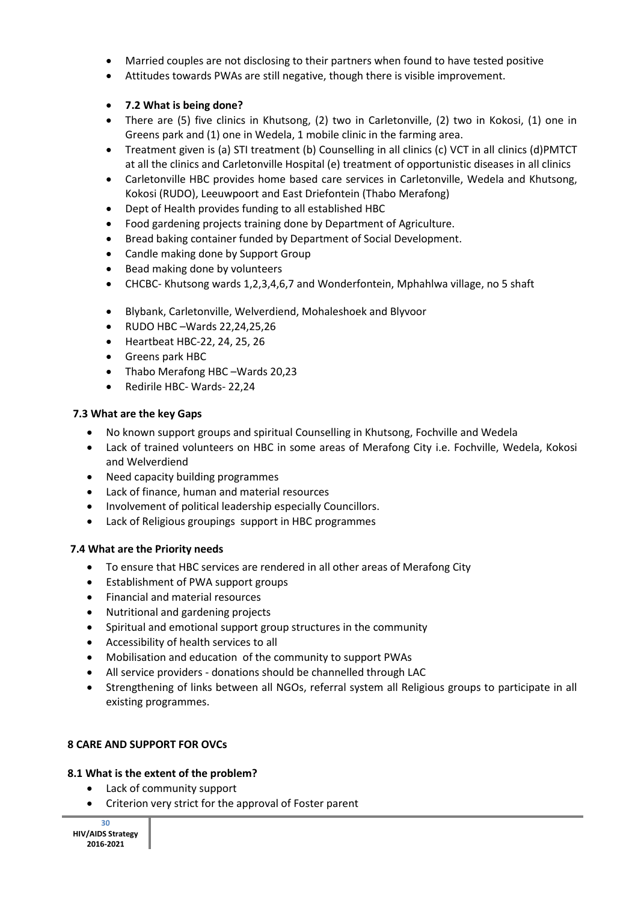- Married couples are not disclosing to their partners when found to have tested positive
- Attitudes towards PWAs are still negative, though there is visible improvement.

- **7.2 What is being done?**
- There are (5) five clinics in Khutsong, (2) two in Carletonville, (2) two in Kokosi, (1) one in Greens park and (1) one in Wedela, 1 mobile clinic in the farming area.
- Treatment given is (a) STI treatment (b) Counselling in all clinics (c) VCT in all clinics (d)PMTCT at all the clinics and Carletonville Hospital (e) treatment of opportunistic diseases in all clinics
- Carletonville HBC provides home based care services in Carletonville, Wedela and Khutsong, Kokosi (RUDO), Leeuwpoort and East Driefontein (Thabo Merafong)
- Dept of Health provides funding to all established HBC
- Food gardening projects training done by Department of Agriculture.
- Bread baking container funded by Department of Social Development.
- Candle making done by Support Group
- Bead making done by volunteers
- CHCBC- Khutsong wards 1,2,3,4,6,7 and Wonderfontein, Mphahlwa village, no 5 shaft

- Blybank, Carletonville, Welverdiend, Mohaleshoek and Blyvoor
- RUDO HBC –Wards 22,24,25,26
- Heartbeat HBC-22, 24, 25, 26
- Greens park HBC
- Thabo Merafong HBC –Wards 20,23
- Redirile HBC- Wards- 22,24

### 7.3 What are the key Gaps

- No known support groups and spiritual Counselling in Khutsong, Fochville and Wedela
- Lack of trained volunteers on HBC in some areas of Merafong City i.e. Fochville, Wedela, Kokosi and Welverdiend
- Need capacity building programmes
- Lack of finance, human and material resources
- Involvement of political leadership especially Councillors.
- Lack of Religious groupings support in HBC programmes

### 7.4 What are the Priority needs

- To ensure that HBC services are rendered in all other areas of Merafong City
- Establishment of PWA support groups
- Financial and material resources
- Nutritional and gardening projects
- Spiritual and emotional support group structures in the community
- Accessibility of health services to all
- Mobilisation and education of the community to support PWAs
- All service providers - donations should be channelled through LAC
- Strengthening of links between all NGOs, referral system all Religious groups to participate in all existing programmes.

## 8 CARE AND SUPPORT FOR OVCs

### 8.1 What is the extent of the problem?

- Lack of community support
- Criterion very strict for the approval of Foster parent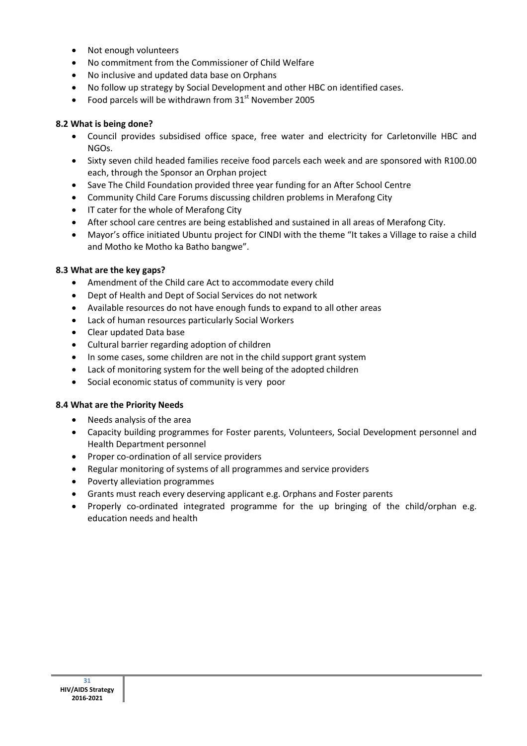- Not enough volunteers
- No commitment from the Commissioner of Child Welfare
- No inclusive and updated data base on Orphans
- No follow up strategy by Social Development and other HBC on identified cases.
- Food parcels will be withdrawn from 31st November 2005

### 8.2 What is being done?

- Council provides subsidised office space, free water and electricity for Carletonville HBC and NGOs.
- Sixty seven child headed families receive food parcels each week and are sponsored with R100.00 each, through the Sponsor an Orphan project
- Save The Child Foundation provided three year funding for an After School Centre
- Community Child Care Forums discussing children problems in Merafong City
- IT cater for the whole of Merafong City
- After school care centres are being established and sustained in all areas of Merafong City.
- Mayor's office initiated Ubuntu project for CINDI with the theme "It takes a Village to raise a child and Motho ke Motho ka Batho bangwe".

### 8.3 What are the key gaps?

- Amendment of the Child care Act to accommodate every child
- Dept of Health and Dept of Social Services do not network
- Available resources do not have enough funds to expand to all other areas
- Lack of human resources particularly Social Workers
- Clear updated Data base
- Cultural barrier regarding adoption of children
- In some cases, some children are not in the child support grant system
- Lack of monitoring system for the well being of the adopted children
- Social economic status of community is very poor

### 8.4 What are the Priority Needs

- Needs analysis of the area
- Capacity building programmes for Foster parents, Volunteers, Social Development personnel and Health Department personnel
- Proper co-ordination of all service providers
- Regular monitoring of systems of all programmes and service providers
- Poverty alleviation programmes
- Grants must reach every deserving applicant e.g. Orphans and Foster parents
- Properly co-ordinated integrated programme for the up bringing of the child/orphan e.g. education needs and health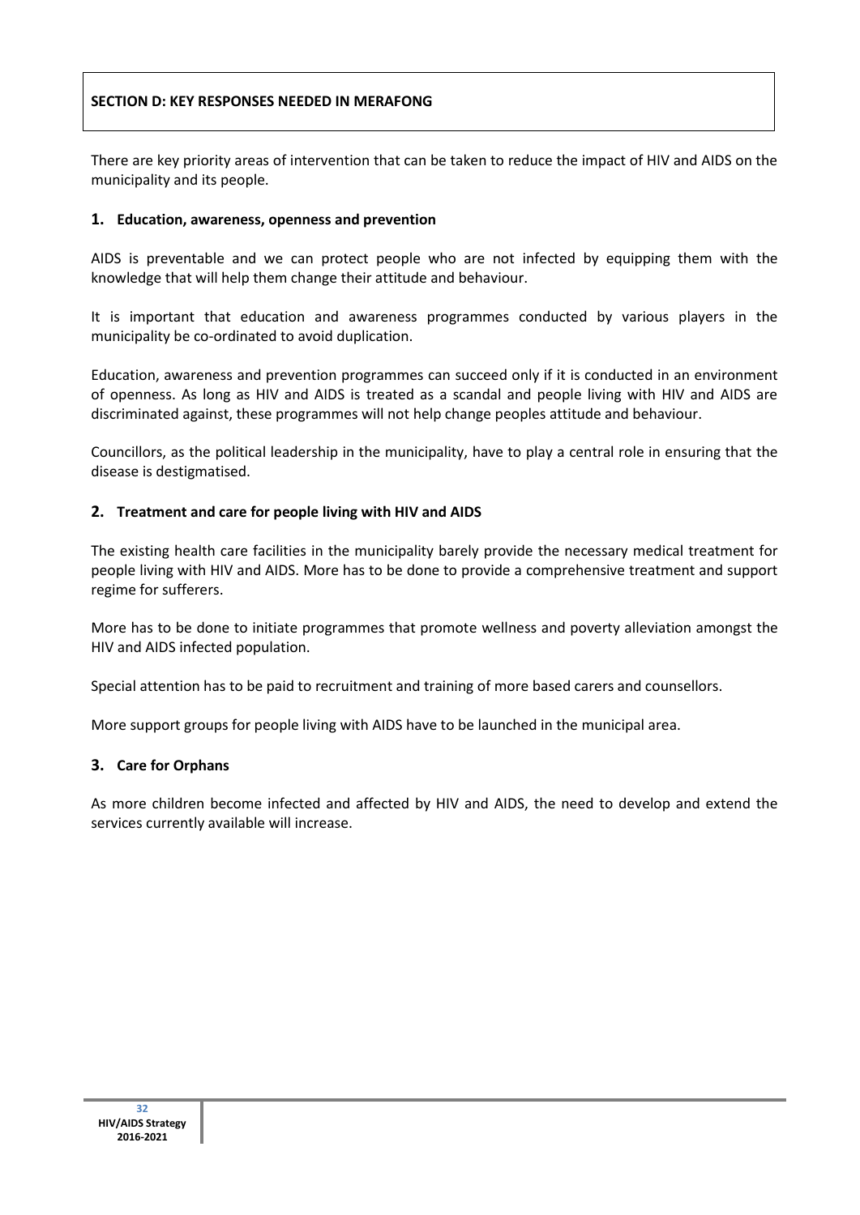## SECTION D: KEY RESPONSES NEEDED IN MERAFONG

There are key priority areas of intervention that can be taken to reduce the impact of HIV and AIDS on the municipality and its people.

### 1. Education, awareness, openness and prevention

AIDS is preventable and we can protect people who are not infected by equipping them with the knowledge that will help them change their attitude and behaviour.

It is important that education and awareness programmes conducted by various players in the municipality be co-ordinated to avoid duplication.

Education, awareness and prevention programmes can succeed only if it is conducted in an environment of openness. As long as HIV and AIDS is treated as a scandal and people living with HIV and AIDS are discriminated against, these programmes will not help change peoples attitude and behaviour.

Councillors, as the political leadership in the municipality, have to play a central role in ensuring that the disease is destigmatised.

### 2. Treatment and care for people living with HIV and AIDS

The existing health care facilities in the municipality barely provide the necessary medical treatment for people living with HIV and AIDS. More has to be done to provide a comprehensive treatment and support regime for sufferers.

More has to be done to initiate programmes that promote wellness and poverty alleviation amongst the HIV and AIDS infected population.

Special attention has to be paid to recruitment and training of more based carers and counsellors.

More support groups for people living with AIDS have to be launched in the municipal area.

### 3. Care for Orphans

As more children become infected and affected by HIV and AIDS, the need to develop and extend the services currently available will increase.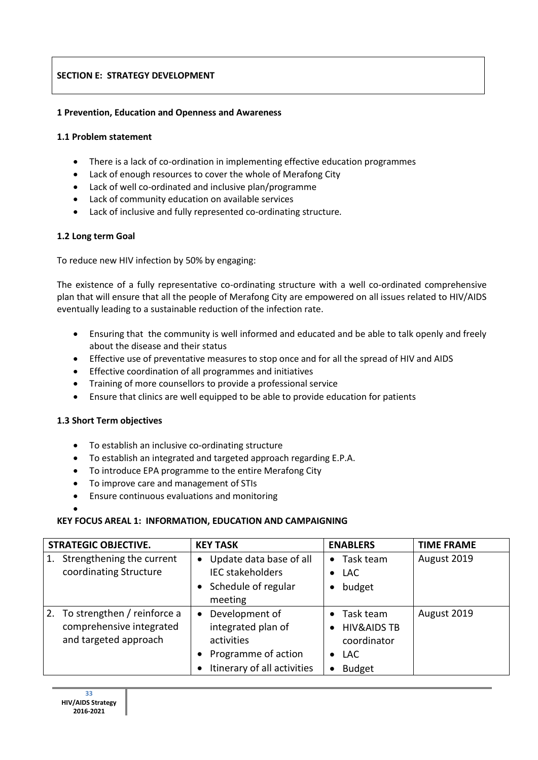## SECTION E: STRATEGY DEVELOPMENT

### 1 Prevention, Education and Openness and Awareness

#### 1.1 Problem statement

- There is a lack of co-ordination in implementing effective education programmes
- Lack of enough resources to cover the whole of Merafong City
- Lack of well co-ordinated and inclusive plan/programme
- Lack of community education on available services
- Lack of inclusive and fully represented co-ordinating structure.

#### 1.2 Long term Goal

To reduce new HIV infection by 50% by engaging:

The existence of a fully representative co-ordinating structure with a well co-ordinated comprehensive plan that will ensure that all the people of Merafong City are empowered on all issues related to HIV/AIDS eventually leading to a sustainable reduction of the infection rate.

- Ensuring that the community is well informed and educated and be able to talk openly and freely about the disease and their status
- Effective use of preventative measures to stop once and for all the spread of HIV and AIDS
- Effective coordination of all programmes and initiatives
- Training of more counsellors to provide a professional service
- Ensure that clinics are well equipped to be able to provide education for patients

#### 1.3 Short Term objectives

- To establish an inclusive co-ordinating structure
- To establish an integrated and targeted approach regarding E.P.A.
- To introduce EPA programme to the entire Merafong City
- To improve care and management of STIs
- Ensure continuous evaluations and monitoring

### KEY FOCUS AREAL 1: INFORMATION, EDUCATION AND CAMPAIGNING

| STRATEGIC OBJECTIVE. | KEY TASK | ENABLERS | TIME FRAME |
|---|---|---|---|
| 1. Strengthening the current coordinating Structure | • Update data base of all IEC stakeholders<br>• Schedule of regular meeting | • Task team<br>• LAC<br>• budget | August 2019 |
| 2. To strengthen / reinforce a comprehensive integrated and targeted approach | • Development of integrated plan of activities<br>• Programme of action<br>• Itinerary of all activities | • Task team<br>• HIV&AIDS TB coordinator<br>• LAC<br>• Budget | August 2019 |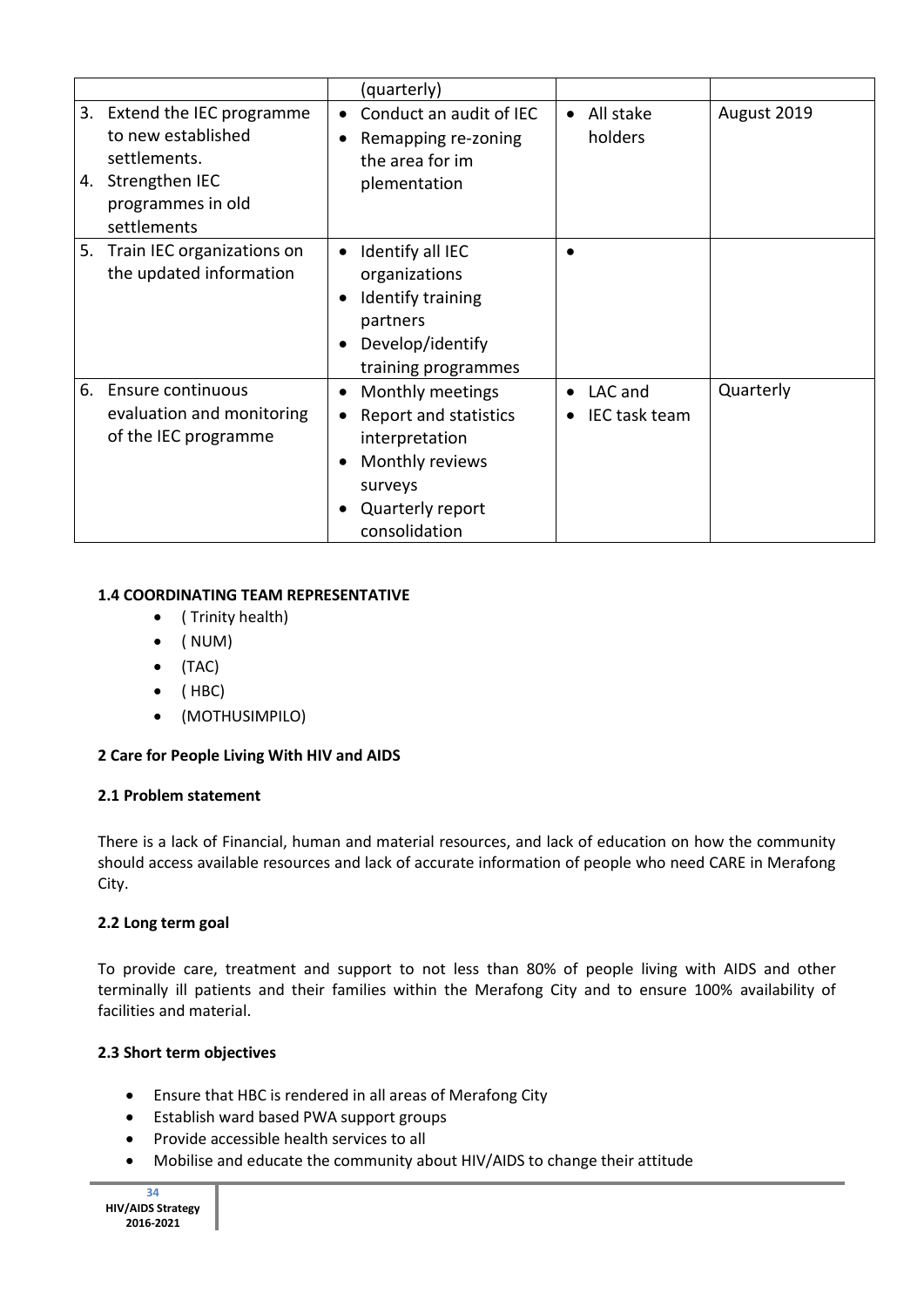| | | | |
|---|---|---|---|
| | (quarterly) | | |
| 3. Extend the IEC programme to new established settlements.<br>4. Strengthen IEC programmes in old settlements | • Conduct an audit of IEC<br>• Remapping re-zoning the area for im plementation | • All stake holders | August 2019 |
| 5. Train IEC organizations on the updated information | • Identify all IEC organizations<br>• Identify training partners<br>• Develop/identify training programmes | • | |
| 6. Ensure continuous evaluation and monitoring of the IEC programme | • Monthly meetings<br>• Report and statistics interpretation<br>• Monthly reviews surveys<br>• Quarterly report consolidation | • LAC and<br>• IEC task team | Quarterly |

**1.4 COORDINATING TEAM REPRESENTATIVE**

- ( Trinity health)
- ( NUM)
- (TAC)
- ( HBC)
- (MOTHUSIMPILO)

**2 Care for People Living With HIV and AIDS**

**2.1 Problem statement**

There is a lack of Financial, human and material resources, and lack of education on how the community should access available resources and lack of accurate information of people who need CARE in Merafong City.

**2.2 Long term goal**

To provide care, treatment and support to not less than 80% of people living with AIDS and other terminally ill patients and their families within the Merafong City and to ensure 100% availability of facilities and material.

**2.3 Short term objectives**

- Ensure that HBC is rendered in all areas of Merafong City
- Establish ward based PWA support groups
- Provide accessible health services to all
- Mobilise and educate the community about HIV/AIDS to change their attitude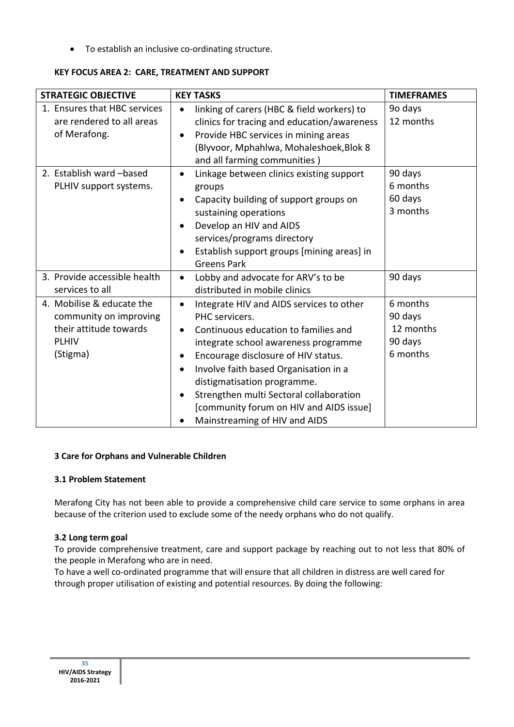- To establish an inclusive co-ordinating structure.

**KEY FOCUS AREA 2: CARE, TREATMENT AND SUPPORT**

| STRATEGIC OBJECTIVE | KEY TASKS | TIMEFRAMES |
|---|---|---|
| 1. Ensures that HBC services are rendered to all areas of Merafong. | • linking of carers (HBC & field workers) to clinics for tracing and education/awareness<br>• Provide HBC services in mining areas (Blyvoor, Mphahlwa, Mohaleshoek,Blok 8 and all farming communities ) | 9o days<br>12 months |
| 2. Establish ward –based PLHIV support systems. | • Linkage between clinics existing support groups<br>• Capacity building of support groups on sustaining operations<br>• Develop an HIV and AIDS services/programs directory<br>• Establish support groups [mining areas] in Greens Park | 90 days<br>6 months<br>60 days<br>3 months |
| 3. Provide accessible health services to all | • Lobby and advocate for ARV's to be distributed in mobile clinics | 90 days |
| 4. Mobilise & educate the community on improving their attitude towards PLHIV (Stigma) | • Integrate HIV and AIDS services to other PHC servicers.<br>• Continuous education to families and integrate school awareness programme<br>• Encourage disclosure of HIV status.<br>• Involve faith based Organisation in a distigmatisation programme.<br>• Strengthen multi Sectoral collaboration [community forum on HIV and AIDS issue]<br>• Mainstreaming of HIV and AIDS | 6 months<br>90 days<br>12 months<br>90 days<br>6 months |

**3 Care for Orphans and Vulnerable Children**

**3.1 Problem Statement**

Merafong City has not been able to provide a comprehensive child care service to some orphans in area because of the criterion used to exclude some of the needy orphans who do not qualify.

**3.2 Long term goal**

To provide comprehensive treatment, care and support package by reaching out to not less that 80% of the people in Merafong who are in need.

To have a well co-ordinated programme that will ensure that all children in distress are well cared for through proper utilisation of existing and potential resources. By doing the following: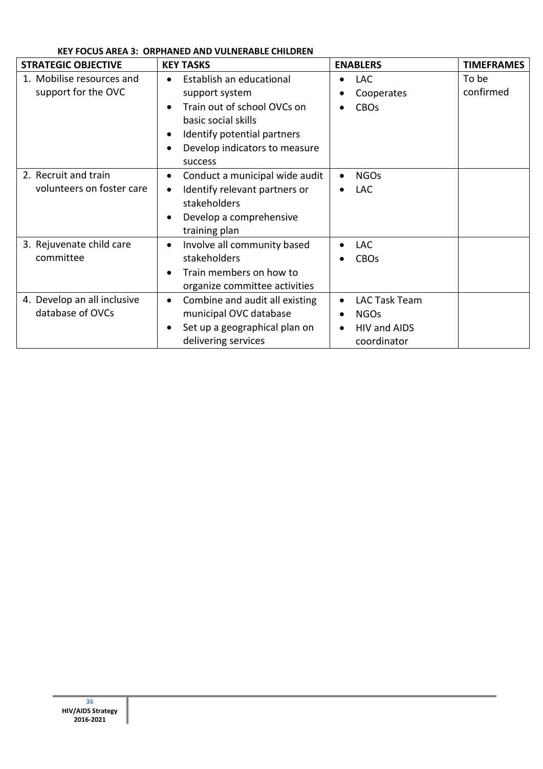**KEY FOCUS AREA 3: ORPHANED AND VULNERABLE CHILDREN**

| STRATEGIC OBJECTIVE | KEY TASKS | ENABLERS | TIMEFRAMES |
|---|---|---|---|
| 1. Mobilise resources and support for the OVC | • Establish an educational support system<br>• Train out of school OVCs on basic social skills<br>• Identify potential partners<br>• Develop indicators to measure success | • LAC<br>• Cooperates<br>• CBOs | To be confirmed |
| 2. Recruit and train volunteers on foster care | • Conduct a municipal wide audit<br>• Identify relevant partners or stakeholders<br>• Develop a comprehensive training plan | • NGOs<br>• LAC | |
| 3. Rejuvenate child care committee | • Involve all community based stakeholders<br>• Train members on how to organize committee activities | • LAC<br>• CBOs | |
| 4. Develop an all inclusive database of OVCs | • Combine and audit all existing municipal OVC database<br>• Set up a geographical plan on delivering services | • LAC Task Team<br>• NGOs<br>• HIV and AIDS coordinator | |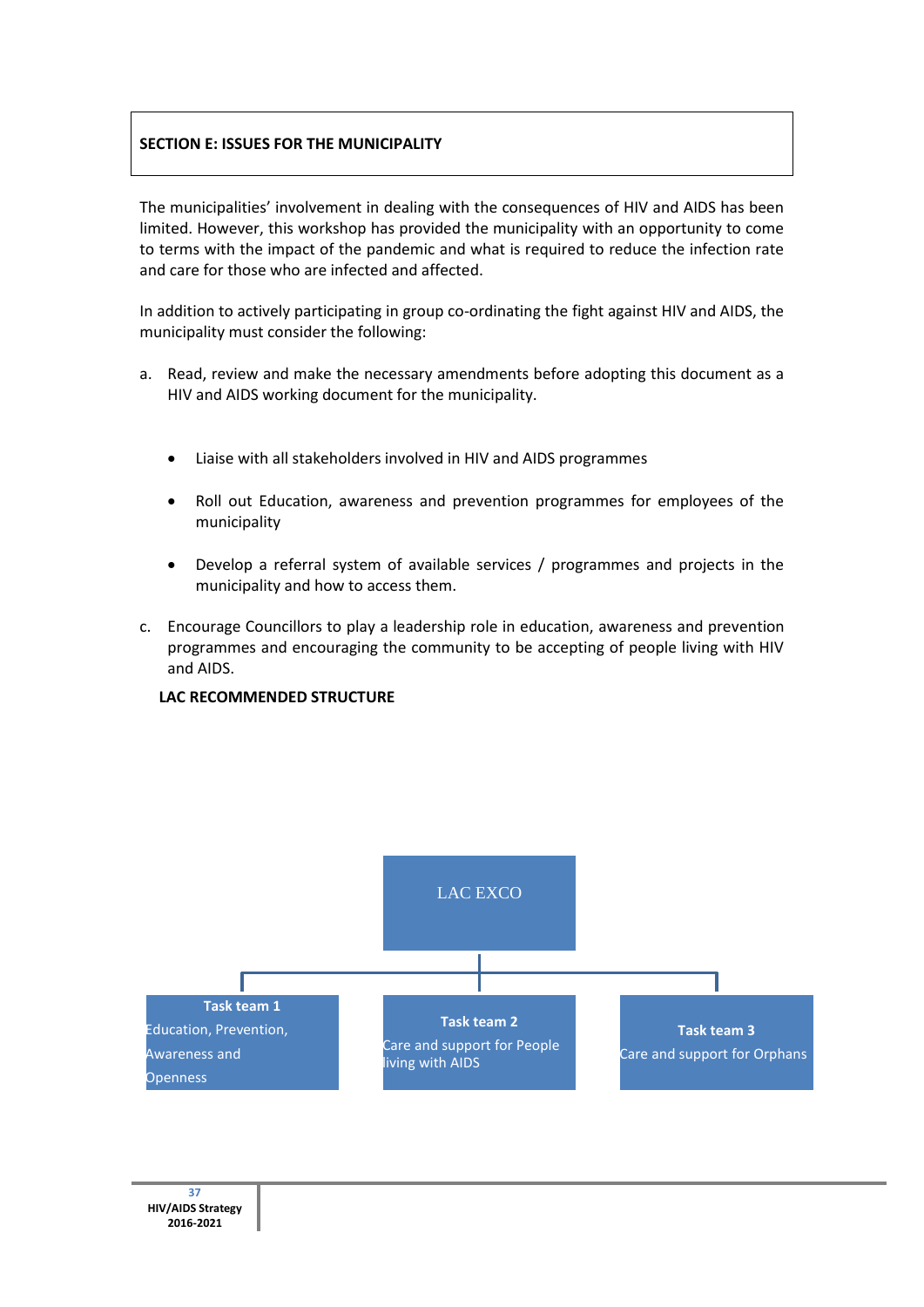## SECTION E: ISSUES FOR THE MUNICIPALITY

The municipalities' involvement in dealing with the consequences of HIV and AIDS has been limited. However, this workshop has provided the municipality with an opportunity to come to terms with the impact of the pandemic and what is required to reduce the infection rate and care for those who are infected and affected.

In addition to actively participating in group co-ordinating the fight against HIV and AIDS, the municipality must consider the following:

a. Read, review and make the necessary amendments before adopting this document as a HIV and AIDS working document for the municipality.

- Liaise with all stakeholders involved in HIV and AIDS programmes
- Roll out Education, awareness and prevention programmes for employees of the municipality
- Develop a referral system of available services / programmes and projects in the municipality and how to access them.

c. Encourage Councillors to play a leadership role in education, awareness and prevention programmes and encouraging the community to be accepting of people living with HIV and AIDS.

**LAC RECOMMENDED STRUCTURE**

LAC EXCO

- **Task team 1** Education, Prevention, Awareness and Openness
- **Task team 2** Care and support for People living with AIDS
- **Task team 3** Care and support for Orphans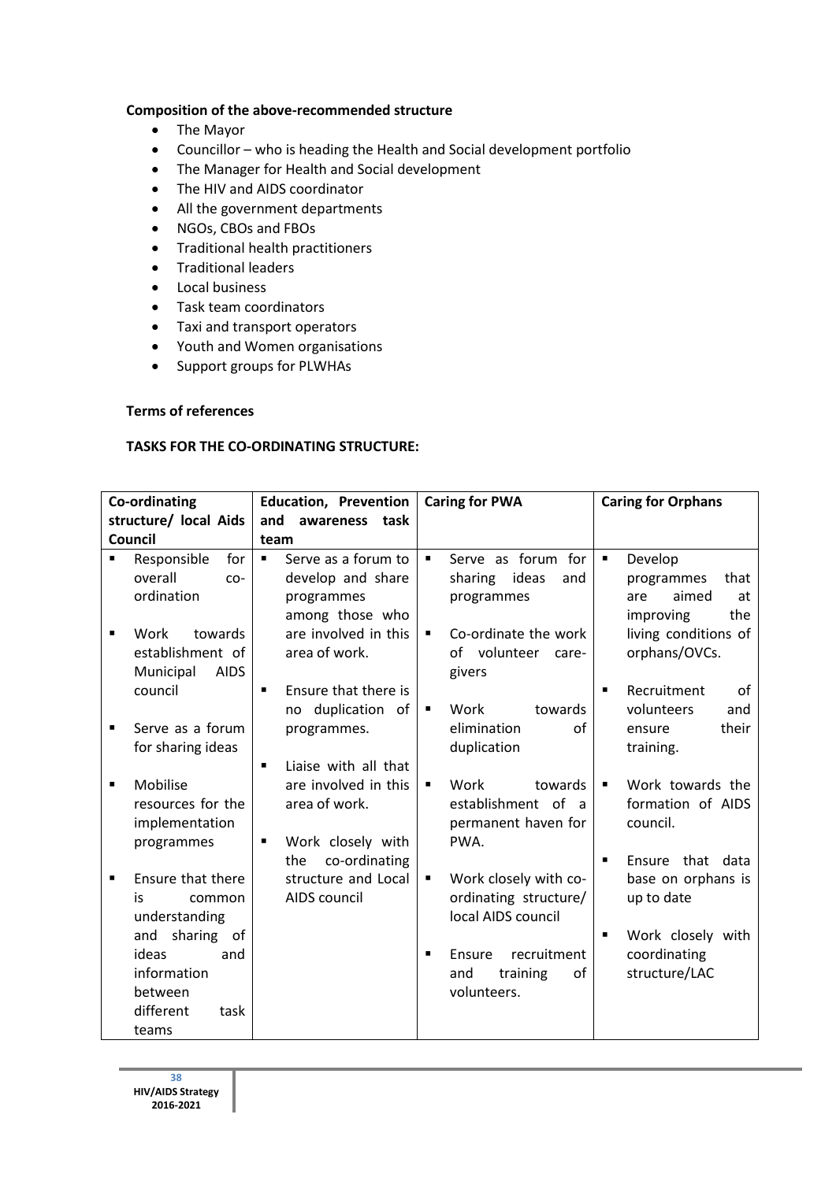**Composition of the above-recommended structure**

- The Mayor
- Councillor – who is heading the Health and Social development portfolio
- The Manager for Health and Social development
- The HIV and AIDS coordinator
- All the government departments
- NGOs, CBOs and FBOs
- Traditional health practitioners
- Traditional leaders
- Local business
- Task team coordinators
- Taxi and transport operators
- Youth and Women organisations
- Support groups for PLWHAs

**Terms of references**

**TASKS FOR THE CO-ORDINATING STRUCTURE:**

| Co-ordinating structure/ local Aids Council | Education, Prevention and awareness task team | Caring for PWA | Caring for Orphans |
|---|---|---|---|
| ▪ Responsible for overall co-ordination<br><br>▪ Work towards establishment of Municipal AIDS council<br><br>▪ Serve as a forum for sharing ideas<br><br>▪ Mobilise resources for the implementation programmes<br><br>▪ Ensure that there is common understanding and sharing of ideas and information between different task teams | ▪ Serve as a forum to develop and share programmes among those who are involved in this area of work.<br><br>▪ Ensure that there is no duplication of programmes.<br><br>▪ Liaise with all that are involved in this area of work.<br><br>▪ Work closely with the co-ordinating structure and Local AIDS council | ▪ Serve as forum for sharing ideas and programmes<br><br>▪ Co-ordinate the work of volunteer care-givers<br><br>▪ Work towards elimination of duplication<br><br>▪ Work towards establishment of a permanent haven for PWA.<br><br>▪ Work closely with co-ordinating structure/ local AIDS council<br><br>▪ Ensure recruitment and training of volunteers. | ▪ Develop programmes that are aimed at improving the living conditions of orphans/OVCs.<br><br>▪ Recruitment of volunteers and ensure their training.<br><br>▪ Work towards the formation of AIDS council.<br><br>▪ Ensure that data base on orphans is up to date<br><br>▪ Work closely with coordinating structure/LAC |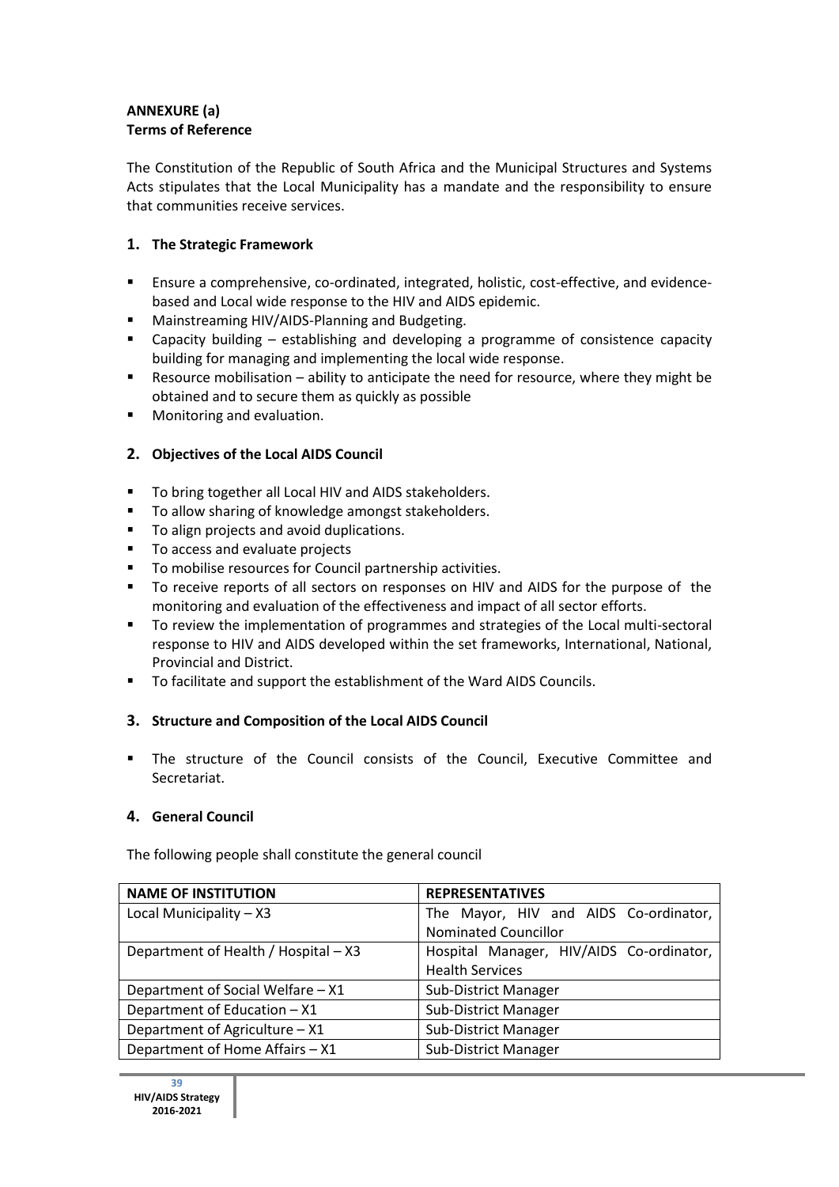**ANNEXURE (a)**
**Terms of Reference**

The Constitution of the Republic of South Africa and the Municipal Structures and Systems Acts stipulates that the Local Municipality has a mandate and the responsibility to ensure that communities receive services.

## 1. The Strategic Framework

- Ensure a comprehensive, co-ordinated, integrated, holistic, cost-effective, and evidence-based and Local wide response to the HIV and AIDS epidemic.
- Mainstreaming HIV/AIDS-Planning and Budgeting.
- Capacity building – establishing and developing a programme of consistence capacity building for managing and implementing the local wide response.
- Resource mobilisation – ability to anticipate the need for resource, where they might be obtained and to secure them as quickly as possible
- Monitoring and evaluation.

## 2. Objectives of the Local AIDS Council

- To bring together all Local HIV and AIDS stakeholders.
- To allow sharing of knowledge amongst stakeholders.
- To align projects and avoid duplications.
- To access and evaluate projects
- To mobilise resources for Council partnership activities.
- To receive reports of all sectors on responses on HIV and AIDS for the purpose of the monitoring and evaluation of the effectiveness and impact of all sector efforts.
- To review the implementation of programmes and strategies of the Local multi-sectoral response to HIV and AIDS developed within the set frameworks, International, National, Provincial and District.
- To facilitate and support the establishment of the Ward AIDS Councils.

## 3. Structure and Composition of the Local AIDS Council

- The structure of the Council consists of the Council, Executive Committee and Secretariat.

## 4. General Council

The following people shall constitute the general council

| NAME OF INSTITUTION | REPRESENTATIVES |
|---|---|
| Local Municipality – X3 | The Mayor, HIV and AIDS Co-ordinator, Nominated Councillor |
| Department of Health / Hospital – X3 | Hospital Manager, HIV/AIDS Co-ordinator, Health Services |
| Department of Social Welfare – X1 | Sub-District Manager |
| Department of Education – X1 | Sub-District Manager |
| Department of Agriculture – X1 | Sub-District Manager |
| Department of Home Affairs – X1 | Sub-District Manager |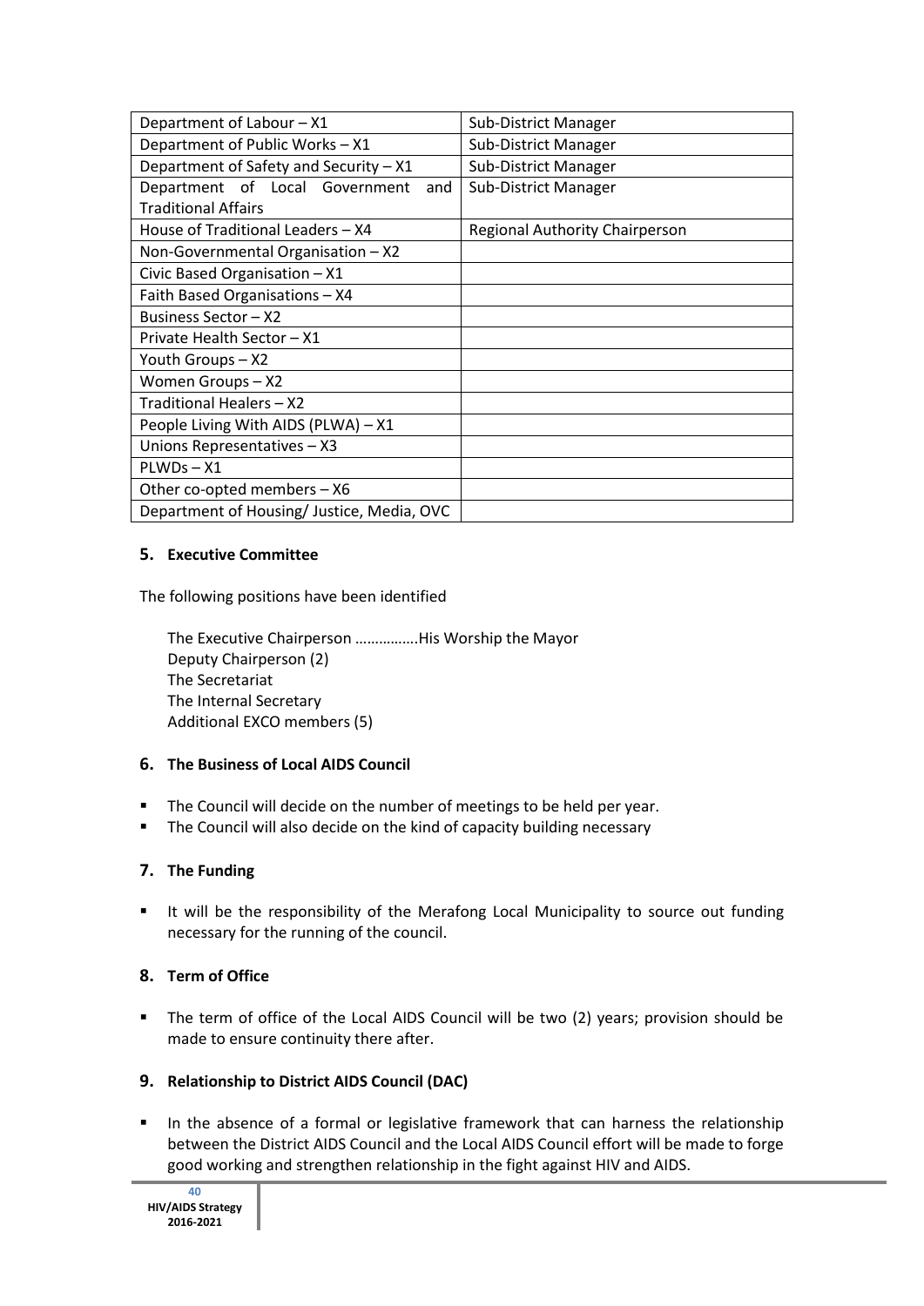| Department of Labour – X1 | Sub-District Manager |
|---|---|
| Department of Public Works – X1 | Sub-District Manager |
| Department of Safety and Security – X1 | Sub-District Manager |
| Department of Local Government and Traditional Affairs | Sub-District Manager |
| House of Traditional Leaders – X4 | Regional Authority Chairperson |
| Non-Governmental Organisation – X2 | |
| Civic Based Organisation – X1 | |
| Faith Based Organisations – X4 | |
| Business Sector – X2 | |
| Private Health Sector – X1 | |
| Youth Groups – X2 | |
| Women Groups – X2 | |
| Traditional Healers – X2 | |
| People Living With AIDS (PLWA) – X1 | |
| Unions Representatives – X3 | |
| PLWDs – X1 | |
| Other co-opted members – X6 | |
| Department of Housing/ Justice, Media, OVC | |

## 5. Executive Committee

The following positions have been identified

The Executive Chairperson …………….His Worship the Mayor
Deputy Chairperson (2)
The Secretariat
The Internal Secretary
Additional EXCO members (5)

## 6. The Business of Local AIDS Council

- The Council will decide on the number of meetings to be held per year.
- The Council will also decide on the kind of capacity building necessary

## 7. The Funding

- It will be the responsibility of the Merafong Local Municipality to source out funding necessary for the running of the council.

## 8. Term of Office

- The term of office of the Local AIDS Council will be two (2) years; provision should be made to ensure continuity there after.

## 9. Relationship to District AIDS Council (DAC)

- In the absence of a formal or legislative framework that can harness the relationship between the District AIDS Council and the Local AIDS Council effort will be made to forge good working and strengthen relationship in the fight against HIV and AIDS.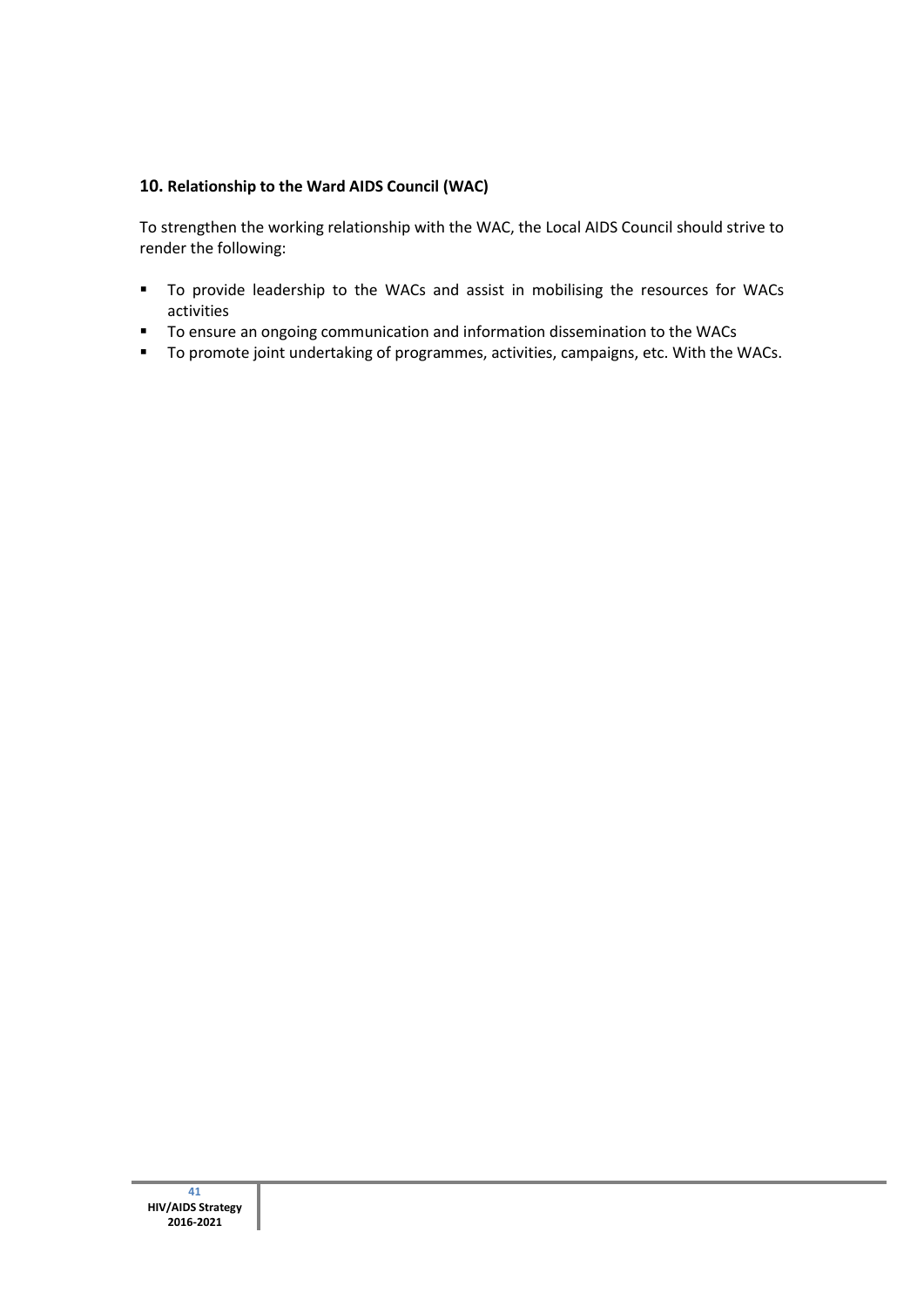## 10. Relationship to the Ward AIDS Council (WAC)

To strengthen the working relationship with the WAC, the Local AIDS Council should strive to render the following:

- To provide leadership to the WACs and assist in mobilising the resources for WACs activities
- To ensure an ongoing communication and information dissemination to the WACs
- To promote joint undertaking of programmes, activities, campaigns, etc. With the WACs.